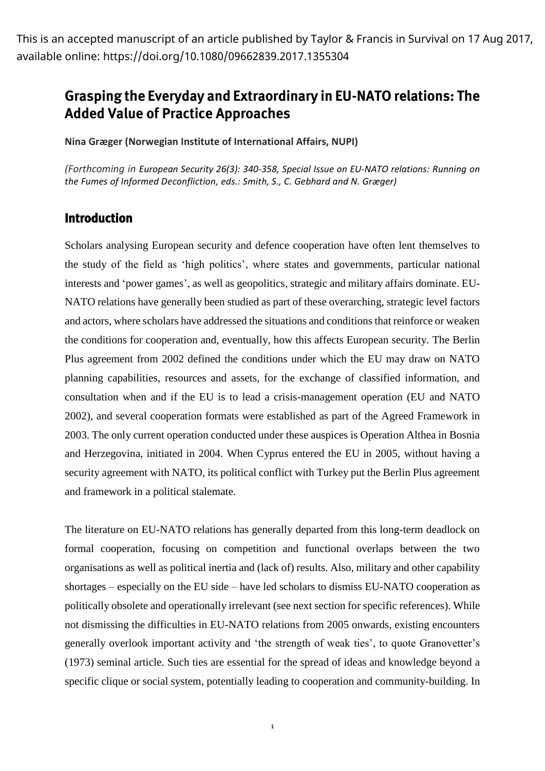This is an accepted manuscript of an article published by Taylor & Francis in Survival on 17 Aug 2017, available online: https://doi.org/10.1080/09662839.2017.1355304

# Grasping the Everyday and Extraordinary in EU-NATO relations: The Added Value of Practice Approaches

**Nina Græger (Norwegian Institute of International Affairs, NUPI)**

*(Forthcoming in European Security 26(3): 340-358, Special Issue on EU-NATO relations: Running on the Fumes of Informed Deconfliction, eds.: Smith, S., C. Gebhard and N. Græger)*

## Introduction

Scholars analysing European security and defence cooperation have often lent themselves to the study of the field as 'high politics', where states and governments, particular national interests and 'power games', as well as geopolitics, strategic and military affairs dominate. EU-NATO relations have generally been studied as part of these overarching, strategic level factors and actors, where scholars have addressed the situations and conditions that reinforce or weaken the conditions for cooperation and, eventually, how this affects European security. The Berlin Plus agreement from 2002 defined the conditions under which the EU may draw on NATO planning capabilities, resources and assets, for the exchange of classified information, and consultation when and if the EU is to lead a crisis-management operation (EU and NATO 2002), and several cooperation formats were established as part of the Agreed Framework in 2003. The only current operation conducted under these auspices is Operation Althea in Bosnia and Herzegovina, initiated in 2004. When Cyprus entered the EU in 2005, without having a security agreement with NATO, its political conflict with Turkey put the Berlin Plus agreement and framework in a political stalemate.

The literature on EU-NATO relations has generally departed from this long-term deadlock on formal cooperation, focusing on competition and functional overlaps between the two organisations as well as political inertia and (lack of) results. Also, military and other capability shortages – especially on the EU side – have led scholars to dismiss EU-NATO cooperation as politically obsolete and operationally irrelevant (see next section for specific references). While not dismissing the difficulties in EU-NATO relations from 2005 onwards, existing encounters generally overlook important activity and 'the strength of weak ties', to quote Granovetter's (1973) seminal article. Such ties are essential for the spread of ideas and knowledge beyond a specific clique or social system, potentially leading to cooperation and community-building. In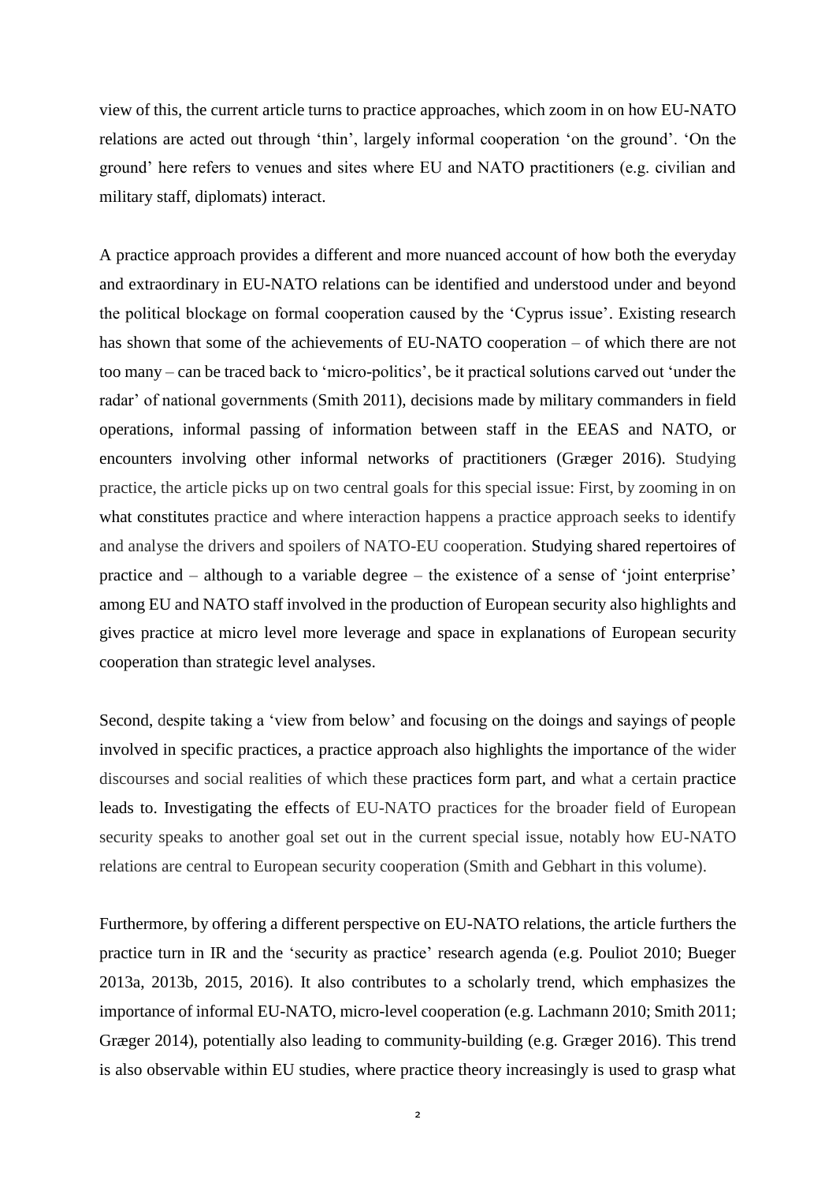view of this, the current article turns to practice approaches, which zoom in on how EU-NATO relations are acted out through 'thin', largely informal cooperation 'on the ground'. 'On the ground' here refers to venues and sites where EU and NATO practitioners (e.g. civilian and military staff, diplomats) interact.

A practice approach provides a different and more nuanced account of how both the everyday and extraordinary in EU-NATO relations can be identified and understood under and beyond the political blockage on formal cooperation caused by the 'Cyprus issue'. Existing research has shown that some of the achievements of EU-NATO cooperation – of which there are not too many – can be traced back to 'micro-politics', be it practical solutions carved out 'under the radar' of national governments (Smith 2011), decisions made by military commanders in field operations, informal passing of information between staff in the EEAS and NATO, or encounters involving other informal networks of practitioners (Græger 2016). Studying practice, the article picks up on two central goals for this special issue: First, by zooming in on what constitutes practice and where interaction happens a practice approach seeks to identify and analyse the drivers and spoilers of NATO-EU cooperation. Studying shared repertoires of practice and – although to a variable degree – the existence of a sense of 'joint enterprise' among EU and NATO staff involved in the production of European security also highlights and gives practice at micro level more leverage and space in explanations of European security cooperation than strategic level analyses.

Second, despite taking a 'view from below' and focusing on the doings and sayings of people involved in specific practices, a practice approach also highlights the importance of the wider discourses and social realities of which these practices form part, and what a certain practice leads to. Investigating the effects of EU-NATO practices for the broader field of European security speaks to another goal set out in the current special issue, notably how EU-NATO relations are central to European security cooperation (Smith and Gebhart in this volume).

Furthermore, by offering a different perspective on EU-NATO relations, the article furthers the practice turn in IR and the 'security as practice' research agenda (e.g. Pouliot 2010; Bueger 2013a, 2013b, 2015, 2016). It also contributes to a scholarly trend, which emphasizes the importance of informal EU-NATO, micro-level cooperation (e.g. Lachmann 2010; Smith 2011; Græger 2014), potentially also leading to community-building (e.g. Græger 2016). This trend is also observable within EU studies, where practice theory increasingly is used to grasp what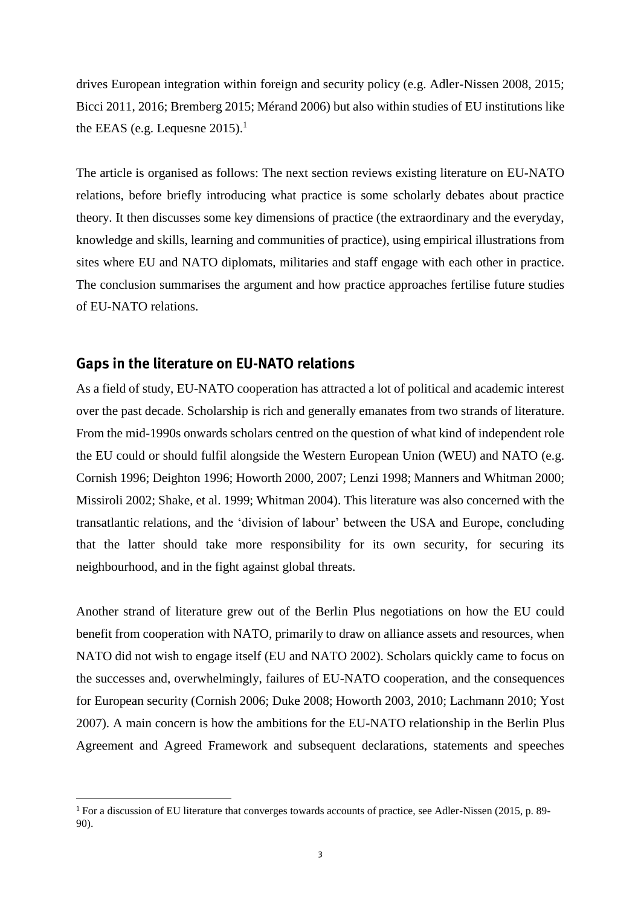drives European integration within foreign and security policy (e.g. Adler-Nissen 2008, 2015; Bicci 2011, 2016; Bremberg 2015; Mérand 2006) but also within studies of EU institutions like the EEAS (e.g. Lequesne 2015).[1]

The article is organised as follows: The next section reviews existing literature on EU-NATO relations, before briefly introducing what practice is some scholarly debates about practice theory. It then discusses some key dimensions of practice (the extraordinary and the everyday, knowledge and skills, learning and communities of practice), using empirical illustrations from sites where EU and NATO diplomats, militaries and staff engage with each other in practice. The conclusion summarises the argument and how practice approaches fertilise future studies of EU-NATO relations.

## Gaps in the literature on EU-NATO relations

As a field of study, EU-NATO cooperation has attracted a lot of political and academic interest over the past decade. Scholarship is rich and generally emanates from two strands of literature. From the mid-1990s onwards scholars centred on the question of what kind of independent role the EU could or should fulfil alongside the Western European Union (WEU) and NATO (e.g. Cornish 1996; Deighton 1996; Howorth 2000, 2007; Lenzi 1998; Manners and Whitman 2000; Missiroli 2002; Shake, et al. 1999; Whitman 2004). This literature was also concerned with the transatlantic relations, and the 'division of labour' between the USA and Europe, concluding that the latter should take more responsibility for its own security, for securing its neighbourhood, and in the fight against global threats.

Another strand of literature grew out of the Berlin Plus negotiations on how the EU could benefit from cooperation with NATO, primarily to draw on alliance assets and resources, when NATO did not wish to engage itself (EU and NATO 2002). Scholars quickly came to focus on the successes and, overwhelmingly, failures of EU-NATO cooperation, and the consequences for European security (Cornish 2006; Duke 2008; Howorth 2003, 2010; Lachmann 2010; Yost 2007). A main concern is how the ambitions for the EU-NATO relationship in the Berlin Plus Agreement and Agreed Framework and subsequent declarations, statements and speeches

[1] For a discussion of EU literature that converges towards accounts of practice, see Adler-Nissen (2015, p. 89-90).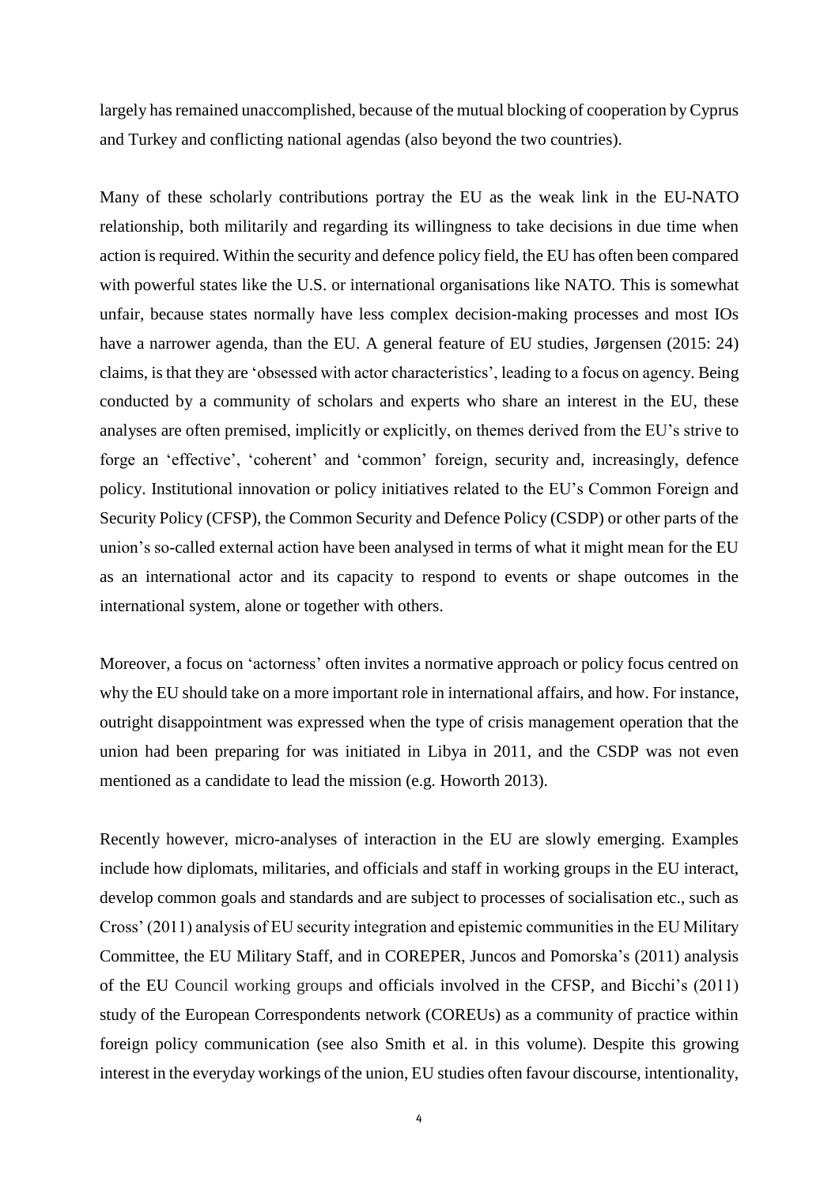largely has remained unaccomplished, because of the mutual blocking of cooperation by Cyprus and Turkey and conflicting national agendas (also beyond the two countries).

Many of these scholarly contributions portray the EU as the weak link in the EU-NATO relationship, both militarily and regarding its willingness to take decisions in due time when action is required. Within the security and defence policy field, the EU has often been compared with powerful states like the U.S. or international organisations like NATO. This is somewhat unfair, because states normally have less complex decision-making processes and most IOs have a narrower agenda, than the EU. A general feature of EU studies, Jørgensen (2015: 24) claims, is that they are 'obsessed with actor characteristics', leading to a focus on agency. Being conducted by a community of scholars and experts who share an interest in the EU, these analyses are often premised, implicitly or explicitly, on themes derived from the EU's strive to forge an 'effective', 'coherent' and 'common' foreign, security and, increasingly, defence policy. Institutional innovation or policy initiatives related to the EU's Common Foreign and Security Policy (CFSP), the Common Security and Defence Policy (CSDP) or other parts of the union's so-called external action have been analysed in terms of what it might mean for the EU as an international actor and its capacity to respond to events or shape outcomes in the international system, alone or together with others.

Moreover, a focus on 'actorness' often invites a normative approach or policy focus centred on why the EU should take on a more important role in international affairs, and how. For instance, outright disappointment was expressed when the type of crisis management operation that the union had been preparing for was initiated in Libya in 2011, and the CSDP was not even mentioned as a candidate to lead the mission (e.g. Howorth 2013).

Recently however, micro-analyses of interaction in the EU are slowly emerging. Examples include how diplomats, militaries, and officials and staff in working groups in the EU interact, develop common goals and standards and are subject to processes of socialisation etc., such as Cross' (2011) analysis of EU security integration and epistemic communities in the EU Military Committee, the EU Military Staff, and in COREPER, Juncos and Pomorska's (2011) analysis of the EU Council working groups and officials involved in the CFSP, and Bicchi's (2011) study of the European Correspondents network (COREUs) as a community of practice within foreign policy communication (see also Smith et al. in this volume). Despite this growing interest in the everyday workings of the union, EU studies often favour discourse, intentionality,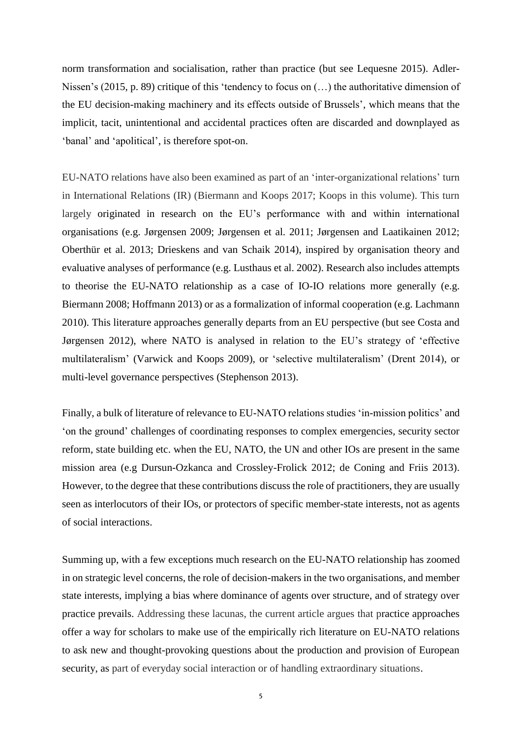norm transformation and socialisation, rather than practice (but see Lequesne 2015). Adler-Nissen's (2015, p. 89) critique of this 'tendency to focus on (…) the authoritative dimension of the EU decision-making machinery and its effects outside of Brussels', which means that the implicit, tacit, unintentional and accidental practices often are discarded and downplayed as 'banal' and 'apolitical', is therefore spot-on.

EU-NATO relations have also been examined as part of an 'inter-organizational relations' turn in International Relations (IR) (Biermann and Koops 2017; Koops in this volume). This turn largely originated in research on the EU's performance with and within international organisations (e.g. Jørgensen 2009; Jørgensen et al. 2011; Jørgensen and Laatikainen 2012; Oberthür et al. 2013; Drieskens and van Schaik 2014), inspired by organisation theory and evaluative analyses of performance (e.g. Lusthaus et al. 2002). Research also includes attempts to theorise the EU-NATO relationship as a case of IO-IO relations more generally (e.g. Biermann 2008; Hoffmann 2013) or as a formalization of informal cooperation (e.g. Lachmann 2010). This literature approaches generally departs from an EU perspective (but see Costa and Jørgensen 2012), where NATO is analysed in relation to the EU's strategy of 'effective multilateralism' (Varwick and Koops 2009), or 'selective multilateralism' (Drent 2014), or multi-level governance perspectives (Stephenson 2013).

Finally, a bulk of literature of relevance to EU-NATO relations studies 'in-mission politics' and 'on the ground' challenges of coordinating responses to complex emergencies, security sector reform, state building etc. when the EU, NATO, the UN and other IOs are present in the same mission area (e.g Dursun-Ozkanca and Crossley-Frolick 2012; de Coning and Friis 2013). However, to the degree that these contributions discuss the role of practitioners, they are usually seen as interlocutors of their IOs, or protectors of specific member-state interests, not as agents of social interactions.

Summing up, with a few exceptions much research on the EU-NATO relationship has zoomed in on strategic level concerns, the role of decision-makers in the two organisations, and member state interests, implying a bias where dominance of agents over structure, and of strategy over practice prevails. Addressing these lacunas, the current article argues that practice approaches offer a way for scholars to make use of the empirically rich literature on EU-NATO relations to ask new and thought-provoking questions about the production and provision of European security, as part of everyday social interaction or of handling extraordinary situations.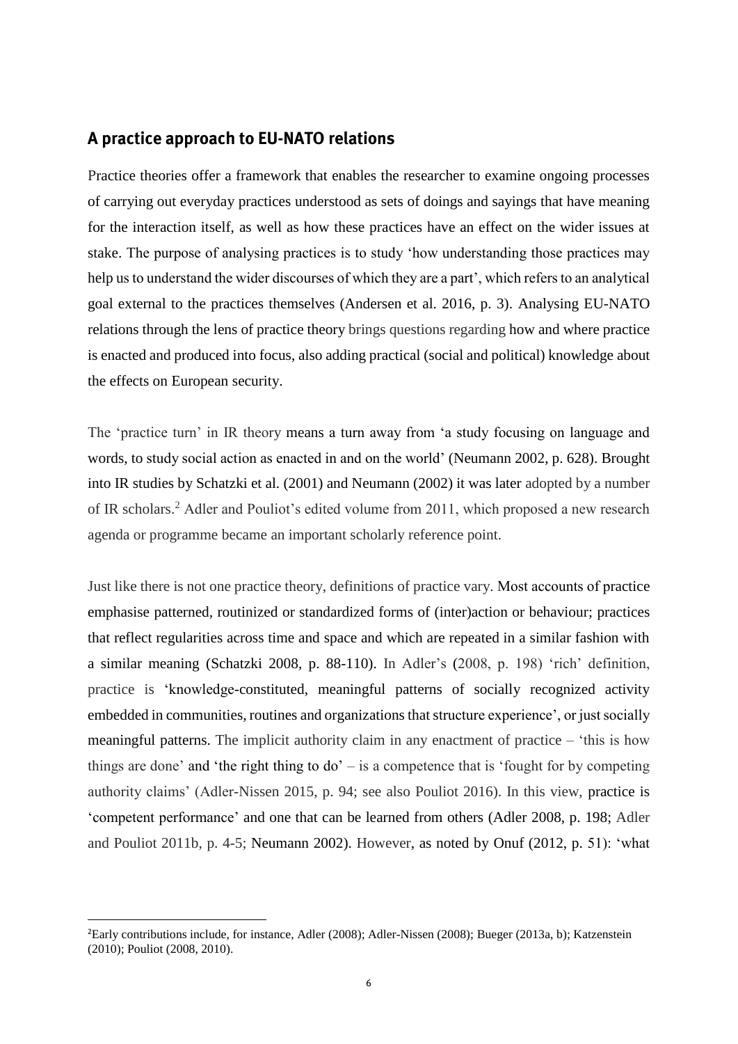## A practice approach to EU-NATO relations

Practice theories offer a framework that enables the researcher to examine ongoing processes of carrying out everyday practices understood as sets of doings and sayings that have meaning for the interaction itself, as well as how these practices have an effect on the wider issues at stake. The purpose of analysing practices is to study 'how understanding those practices may help us to understand the wider discourses of which they are a part', which refers to an analytical goal external to the practices themselves (Andersen et al. 2016, p. 3). Analysing EU-NATO relations through the lens of practice theory brings questions regarding how and where practice is enacted and produced into focus, also adding practical (social and political) knowledge about the effects on European security.

The 'practice turn' in IR theory means a turn away from 'a study focusing on language and words, to study social action as enacted in and on the world' (Neumann 2002, p. 628). Brought into IR studies by Schatzki et al. (2001) and Neumann (2002) it was later adopted by a number of IR scholars.[2] Adler and Pouliot's edited volume from 2011, which proposed a new research agenda or programme became an important scholarly reference point.

Just like there is not one practice theory, definitions of practice vary. Most accounts of practice emphasise patterned, routinized or standardized forms of (inter)action or behaviour; practices that reflect regularities across time and space and which are repeated in a similar fashion with a similar meaning (Schatzki 2008, p. 88-110). In Adler's (2008, p. 198) 'rich' definition, practice is 'knowledge-constituted, meaningful patterns of socially recognized activity embedded in communities, routines and organizations that structure experience', or just socially meaningful patterns. The implicit authority claim in any enactment of practice – 'this is how things are done' and 'the right thing to do' – is a competence that is 'fought for by competing authority claims' (Adler-Nissen 2015, p. 94; see also Pouliot 2016). In this view, practice is 'competent performance' and one that can be learned from others (Adler 2008, p. 198; Adler and Pouliot 2011b, p. 4-5; Neumann 2002). However, as noted by Onuf (2012, p. 51): 'what

[2]Early contributions include, for instance, Adler (2008); Adler-Nissen (2008); Bueger (2013a, b); Katzenstein (2010); Pouliot (2008, 2010).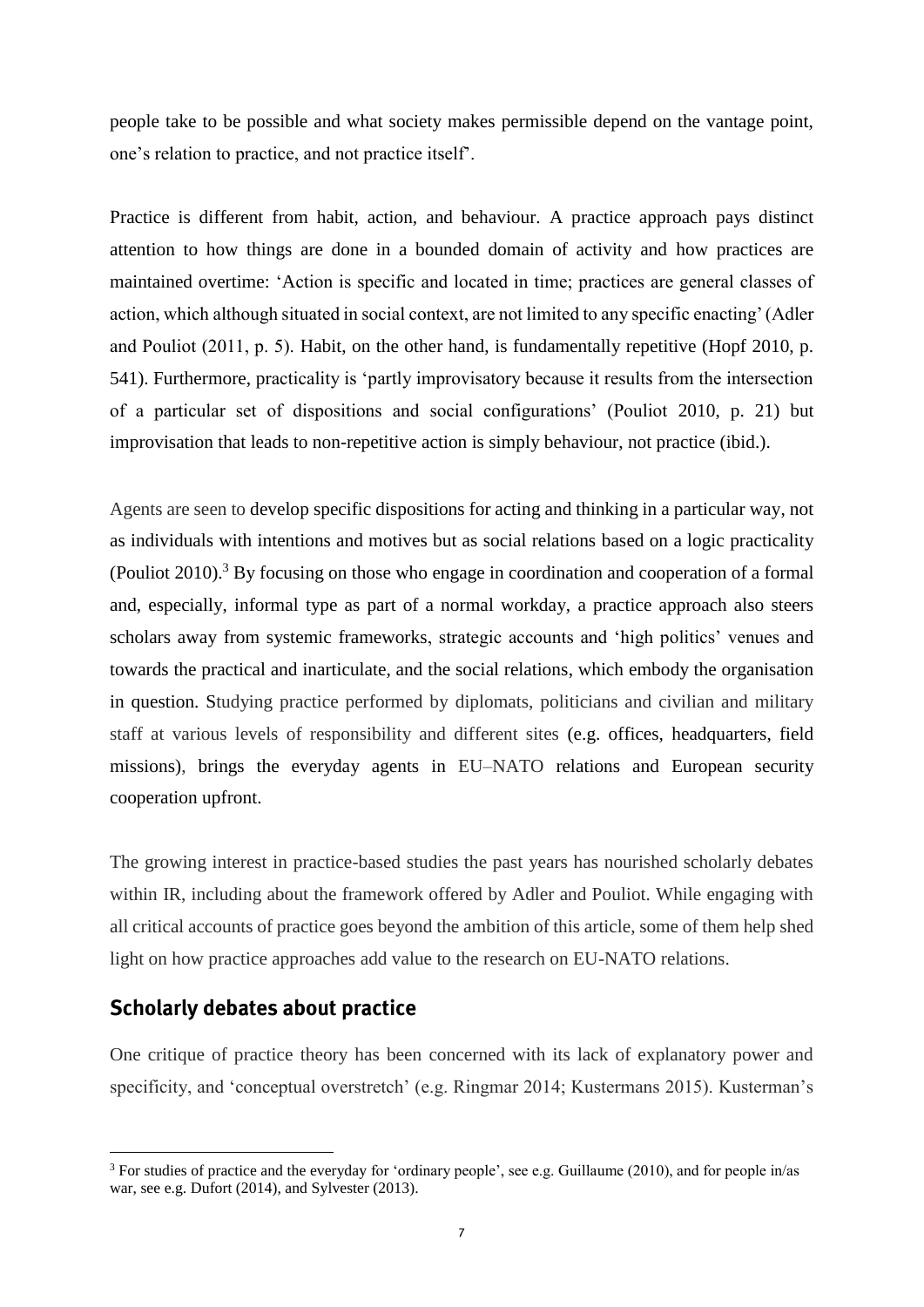people take to be possible and what society makes permissible depend on the vantage point, one's relation to practice, and not practice itself'.

Practice is different from habit, action, and behaviour. A practice approach pays distinct attention to how things are done in a bounded domain of activity and how practices are maintained overtime: 'Action is specific and located in time; practices are general classes of action, which although situated in social context, are not limited to any specific enacting' (Adler and Pouliot (2011, p. 5). Habit, on the other hand, is fundamentally repetitive (Hopf 2010, p. 541). Furthermore, practicality is 'partly improvisatory because it results from the intersection of a particular set of dispositions and social configurations' (Pouliot 2010, p. 21) but improvisation that leads to non-repetitive action is simply behaviour, not practice (ibid.).

Agents are seen to develop specific dispositions for acting and thinking in a particular way, not as individuals with intentions and motives but as social relations based on a logic practicality (Pouliot 2010).[3] By focusing on those who engage in coordination and cooperation of a formal and, especially, informal type as part of a normal workday, a practice approach also steers scholars away from systemic frameworks, strategic accounts and 'high politics' venues and towards the practical and inarticulate, and the social relations, which embody the organisation in question. Studying practice performed by diplomats, politicians and civilian and military staff at various levels of responsibility and different sites (e.g. offices, headquarters, field missions), brings the everyday agents in EU–NATO relations and European security cooperation upfront.

The growing interest in practice-based studies the past years has nourished scholarly debates within IR, including about the framework offered by Adler and Pouliot. While engaging with all critical accounts of practice goes beyond the ambition of this article, some of them help shed light on how practice approaches add value to the research on EU-NATO relations.

## Scholarly debates about practice

One critique of practice theory has been concerned with its lack of explanatory power and specificity, and 'conceptual overstretch' (e.g. Ringmar 2014; Kustermans 2015). Kusterman's

[3] For studies of practice and the everyday for 'ordinary people', see e.g. Guillaume (2010), and for people in/as war, see e.g. Dufort (2014), and Sylvester (2013).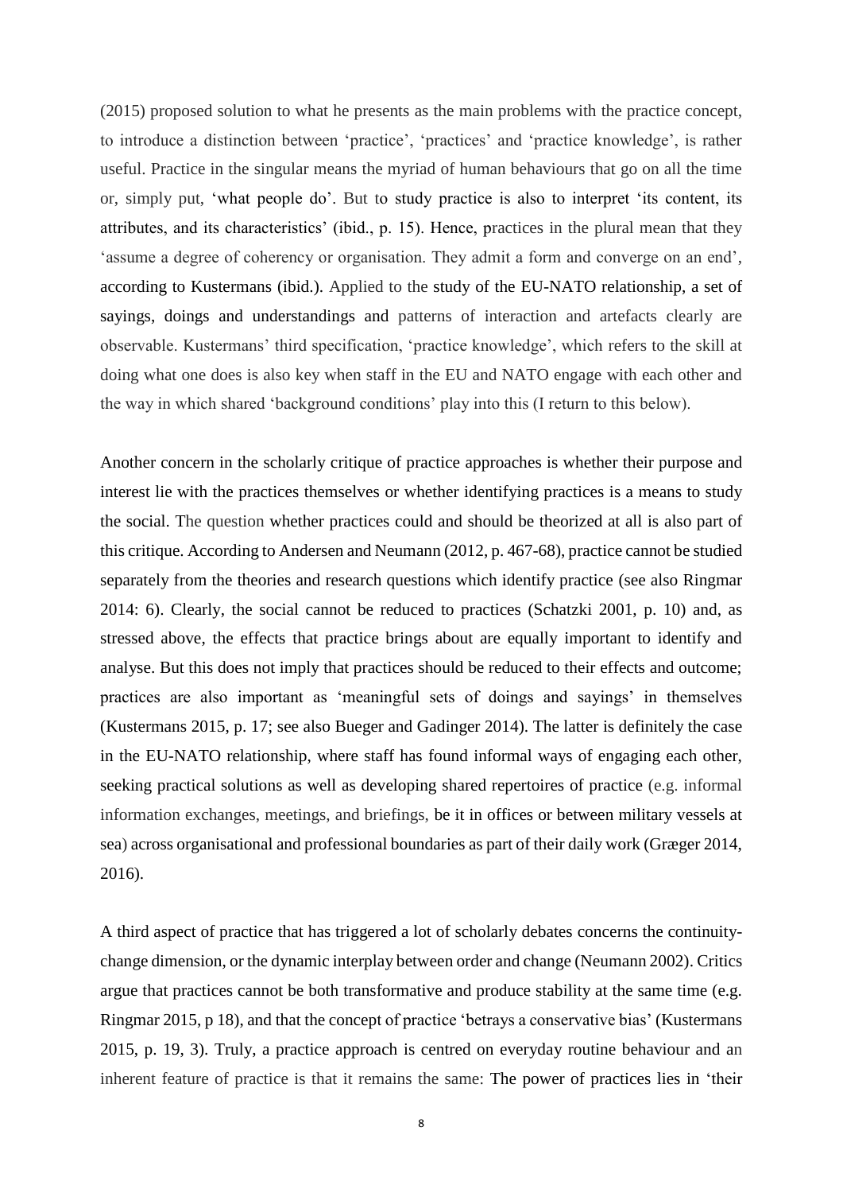(2015) proposed solution to what he presents as the main problems with the practice concept, to introduce a distinction between 'practice', 'practices' and 'practice knowledge', is rather useful. Practice in the singular means the myriad of human behaviours that go on all the time or, simply put, 'what people do'. But to study practice is also to interpret 'its content, its attributes, and its characteristics' (ibid., p. 15). Hence, practices in the plural mean that they 'assume a degree of coherency or organisation. They admit a form and converge on an end', according to Kustermans (ibid.). Applied to the study of the EU-NATO relationship, a set of sayings, doings and understandings and patterns of interaction and artefacts clearly are observable. Kustermans' third specification, 'practice knowledge', which refers to the skill at doing what one does is also key when staff in the EU and NATO engage with each other and the way in which shared 'background conditions' play into this (I return to this below).

Another concern in the scholarly critique of practice approaches is whether their purpose and interest lie with the practices themselves or whether identifying practices is a means to study the social. The question whether practices could and should be theorized at all is also part of this critique. According to Andersen and Neumann (2012, p. 467-68), practice cannot be studied separately from the theories and research questions which identify practice (see also Ringmar 2014: 6). Clearly, the social cannot be reduced to practices (Schatzki 2001, p. 10) and, as stressed above, the effects that practice brings about are equally important to identify and analyse. But this does not imply that practices should be reduced to their effects and outcome; practices are also important as 'meaningful sets of doings and sayings' in themselves (Kustermans 2015, p. 17; see also Bueger and Gadinger 2014). The latter is definitely the case in the EU-NATO relationship, where staff has found informal ways of engaging each other, seeking practical solutions as well as developing shared repertoires of practice (e.g. informal information exchanges, meetings, and briefings, be it in offices or between military vessels at sea) across organisational and professional boundaries as part of their daily work (Græger 2014, 2016).

A third aspect of practice that has triggered a lot of scholarly debates concerns the continuity-change dimension, or the dynamic interplay between order and change (Neumann 2002). Critics argue that practices cannot be both transformative and produce stability at the same time (e.g. Ringmar 2015, p 18), and that the concept of practice 'betrays a conservative bias' (Kustermans 2015, p. 19, 3). Truly, a practice approach is centred on everyday routine behaviour and an inherent feature of practice is that it remains the same: The power of practices lies in 'their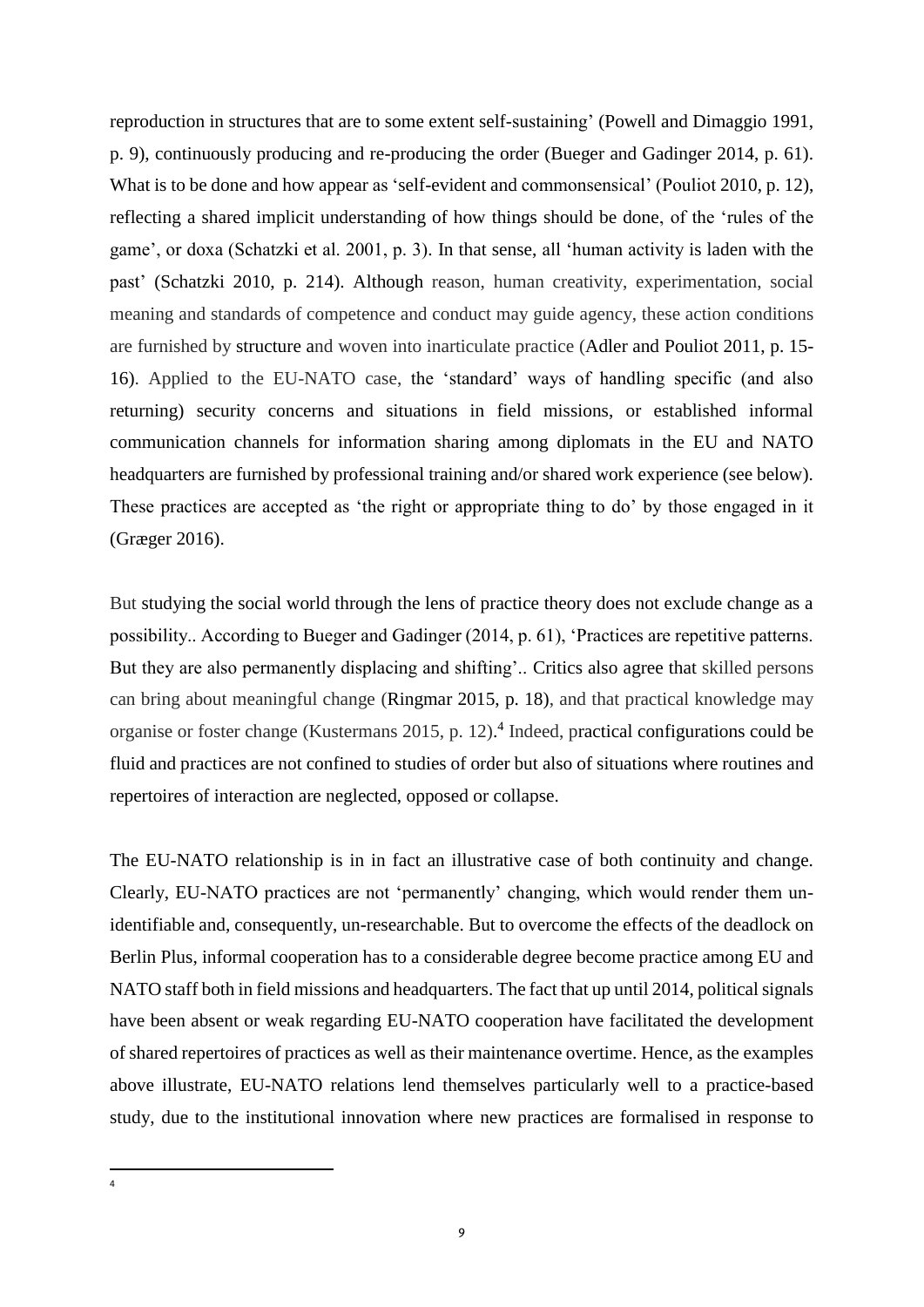reproduction in structures that are to some extent self-sustaining' (Powell and Dimaggio 1991, p. 9), continuously producing and re-producing the order (Bueger and Gadinger 2014, p. 61). What is to be done and how appear as 'self-evident and commonsensical' (Pouliot 2010, p. 12), reflecting a shared implicit understanding of how things should be done, of the 'rules of the game', or doxa (Schatzki et al. 2001, p. 3). In that sense, all 'human activity is laden with the past' (Schatzki 2010, p. 214). Although reason, human creativity, experimentation, social meaning and standards of competence and conduct may guide agency, these action conditions are furnished by structure and woven into inarticulate practice (Adler and Pouliot 2011, p. 15-16). Applied to the EU-NATO case, the 'standard' ways of handling specific (and also returning) security concerns and situations in field missions, or established informal communication channels for information sharing among diplomats in the EU and NATO headquarters are furnished by professional training and/or shared work experience (see below). These practices are accepted as 'the right or appropriate thing to do' by those engaged in it (Græger 2016).

But studying the social world through the lens of practice theory does not exclude change as a possibility.. According to Bueger and Gadinger (2014, p. 61), 'Practices are repetitive patterns. But they are also permanently displacing and shifting'.. Critics also agree that skilled persons can bring about meaningful change (Ringmar 2015, p. 18), and that practical knowledge may organise or foster change (Kustermans 2015, p. 12).[4] Indeed, practical configurations could be fluid and practices are not confined to studies of order but also of situations where routines and repertoires of interaction are neglected, opposed or collapse.

The EU-NATO relationship is in in fact an illustrative case of both continuity and change. Clearly, EU-NATO practices are not 'permanently' changing, which would render them un-identifiable and, consequently, un-researchable. But to overcome the effects of the deadlock on Berlin Plus, informal cooperation has to a considerable degree become practice among EU and NATO staff both in field missions and headquarters. The fact that up until 2014, political signals have been absent or weak regarding EU-NATO cooperation have facilitated the development of shared repertoires of practices as well as their maintenance overtime. Hence, as the examples above illustrate, EU-NATO relations lend themselves particularly well to a practice-based study, due to the institutional innovation where new practices are formalised in response to

[4]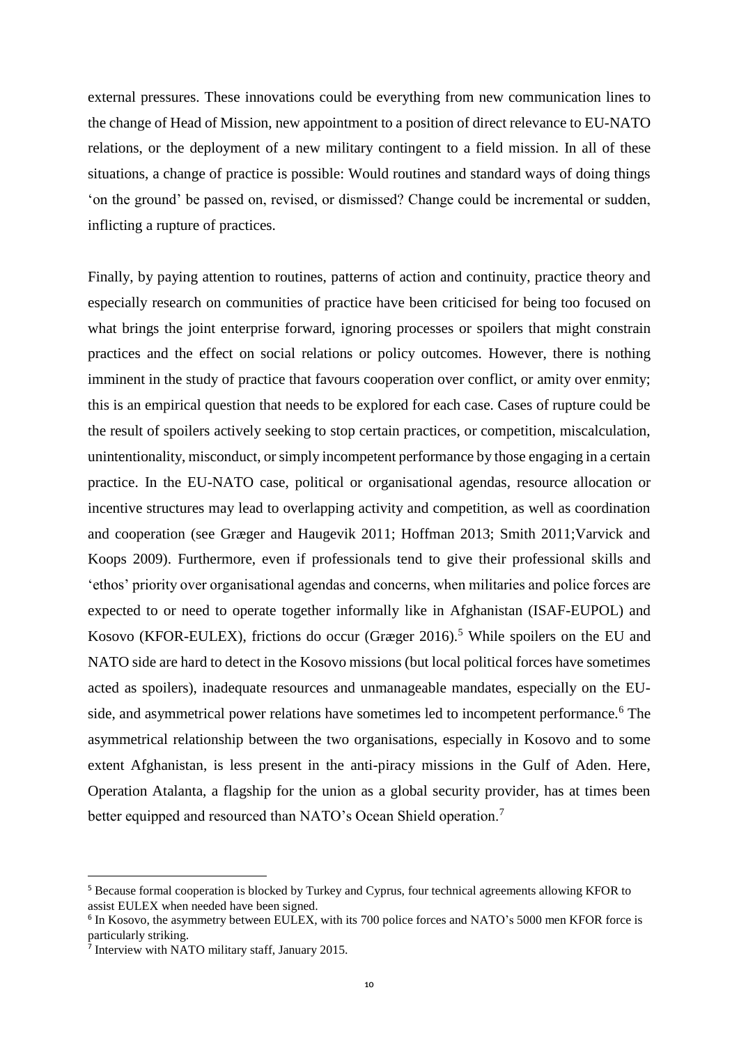external pressures. These innovations could be everything from new communication lines to the change of Head of Mission, new appointment to a position of direct relevance to EU-NATO relations, or the deployment of a new military contingent to a field mission. In all of these situations, a change of practice is possible: Would routines and standard ways of doing things 'on the ground' be passed on, revised, or dismissed? Change could be incremental or sudden, inflicting a rupture of practices.

Finally, by paying attention to routines, patterns of action and continuity, practice theory and especially research on communities of practice have been criticised for being too focused on what brings the joint enterprise forward, ignoring processes or spoilers that might constrain practices and the effect on social relations or policy outcomes. However, there is nothing imminent in the study of practice that favours cooperation over conflict, or amity over enmity; this is an empirical question that needs to be explored for each case. Cases of rupture could be the result of spoilers actively seeking to stop certain practices, or competition, miscalculation, unintentionality, misconduct, or simply incompetent performance by those engaging in a certain practice. In the EU-NATO case, political or organisational agendas, resource allocation or incentive structures may lead to overlapping activity and competition, as well as coordination and cooperation (see Græger and Haugevik 2011; Hoffman 2013; Smith 2011;Varvick and Koops 2009). Furthermore, even if professionals tend to give their professional skills and 'ethos' priority over organisational agendas and concerns, when militaries and police forces are expected to or need to operate together informally like in Afghanistan (ISAF-EUPOL) and Kosovo (KFOR-EULEX), frictions do occur (Græger 2016).[5] While spoilers on the EU and NATO side are hard to detect in the Kosovo missions (but local political forces have sometimes acted as spoilers), inadequate resources and unmanageable mandates, especially on the EU-side, and asymmetrical power relations have sometimes led to incompetent performance.[6] The asymmetrical relationship between the two organisations, especially in Kosovo and to some extent Afghanistan, is less present in the anti-piracy missions in the Gulf of Aden. Here, Operation Atalanta, a flagship for the union as a global security provider, has at times been better equipped and resourced than NATO's Ocean Shield operation.[7]

---

[5] Because formal cooperation is blocked by Turkey and Cyprus, four technical agreements allowing KFOR to assist EULEX when needed have been signed.

[6] In Kosovo, the asymmetry between EULEX, with its 700 police forces and NATO's 5000 men KFOR force is particularly striking.

[7] Interview with NATO military staff, January 2015.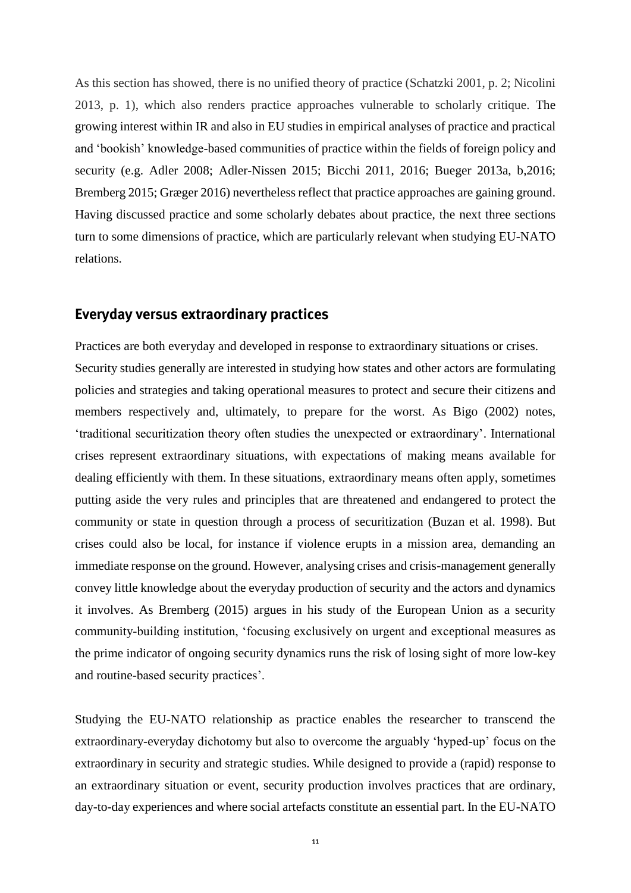As this section has showed, there is no unified theory of practice (Schatzki 2001, p. 2; Nicolini 2013, p. 1), which also renders practice approaches vulnerable to scholarly critique. The growing interest within IR and also in EU studies in empirical analyses of practice and practical and 'bookish' knowledge-based communities of practice within the fields of foreign policy and security (e.g. Adler 2008; Adler-Nissen 2015; Bicchi 2011, 2016; Bueger 2013a, b,2016; Bremberg 2015; Græger 2016) nevertheless reflect that practice approaches are gaining ground. Having discussed practice and some scholarly debates about practice, the next three sections turn to some dimensions of practice, which are particularly relevant when studying EU-NATO relations.

## Everyday versus extraordinary practices

Practices are both everyday and developed in response to extraordinary situations or crises. Security studies generally are interested in studying how states and other actors are formulating policies and strategies and taking operational measures to protect and secure their citizens and members respectively and, ultimately, to prepare for the worst. As Bigo (2002) notes, 'traditional securitization theory often studies the unexpected or extraordinary'. International crises represent extraordinary situations, with expectations of making means available for dealing efficiently with them. In these situations, extraordinary means often apply, sometimes putting aside the very rules and principles that are threatened and endangered to protect the community or state in question through a process of securitization (Buzan et al. 1998). But crises could also be local, for instance if violence erupts in a mission area, demanding an immediate response on the ground. However, analysing crises and crisis-management generally convey little knowledge about the everyday production of security and the actors and dynamics it involves. As Bremberg (2015) argues in his study of the European Union as a security community-building institution, 'focusing exclusively on urgent and exceptional measures as the prime indicator of ongoing security dynamics runs the risk of losing sight of more low-key and routine-based security practices'.

Studying the EU-NATO relationship as practice enables the researcher to transcend the extraordinary-everyday dichotomy but also to overcome the arguably 'hyped-up' focus on the extraordinary in security and strategic studies. While designed to provide a (rapid) response to an extraordinary situation or event, security production involves practices that are ordinary, day-to-day experiences and where social artefacts constitute an essential part. In the EU-NATO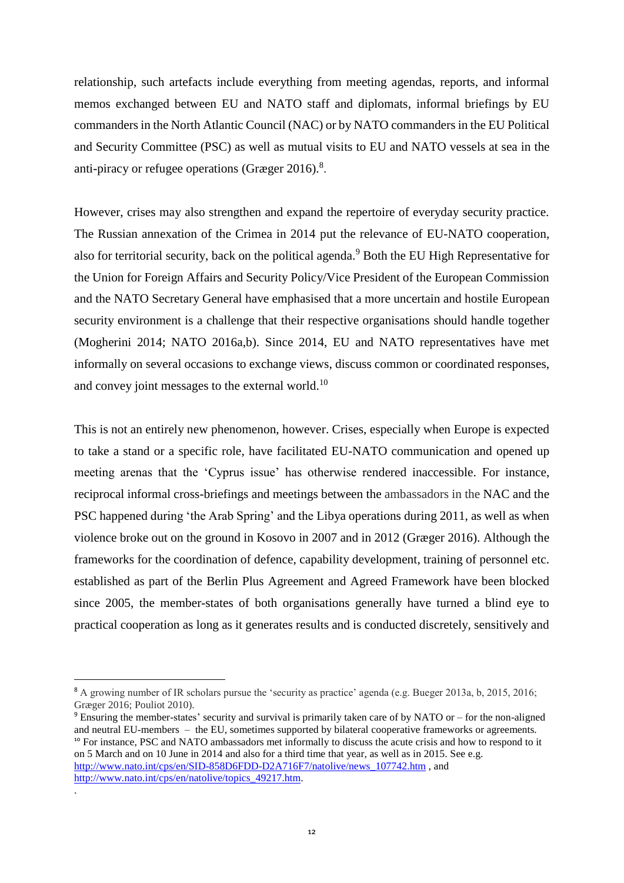relationship, such artefacts include everything from meeting agendas, reports, and informal memos exchanged between EU and NATO staff and diplomats, informal briefings by EU commanders in the North Atlantic Council (NAC) or by NATO commanders in the EU Political and Security Committee (PSC) as well as mutual visits to EU and NATO vessels at sea in the anti-piracy or refugee operations (Græger 2016).[8].

However, crises may also strengthen and expand the repertoire of everyday security practice. The Russian annexation of the Crimea in 2014 put the relevance of EU-NATO cooperation, also for territorial security, back on the political agenda.[9] Both the EU High Representative for the Union for Foreign Affairs and Security Policy/Vice President of the European Commission and the NATO Secretary General have emphasised that a more uncertain and hostile European security environment is a challenge that their respective organisations should handle together (Mogherini 2014; NATO 2016a,b). Since 2014, EU and NATO representatives have met informally on several occasions to exchange views, discuss common or coordinated responses, and convey joint messages to the external world.[10]

This is not an entirely new phenomenon, however. Crises, especially when Europe is expected to take a stand or a specific role, have facilitated EU-NATO communication and opened up meeting arenas that the 'Cyprus issue' has otherwise rendered inaccessible. For instance, reciprocal informal cross-briefings and meetings between the ambassadors in the NAC and the PSC happened during 'the Arab Spring' and the Libya operations during 2011, as well as when violence broke out on the ground in Kosovo in 2007 and in 2012 (Græger 2016). Although the frameworks for the coordination of defence, capability development, training of personnel etc. established as part of the Berlin Plus Agreement and Agreed Framework have been blocked since 2005, the member-states of both organisations generally have turned a blind eye to practical cooperation as long as it generates results and is conducted discretely, sensitively and

---

[8] A growing number of IR scholars pursue the 'security as practice' agenda (e.g. Bueger 2013a, b, 2015, 2016; Græger 2016; Pouliot 2010).

[9] Ensuring the member-states' security and survival is primarily taken care of by NATO or – for the non-aligned and neutral EU-members – the EU, sometimes supported by bilateral cooperative frameworks or agreements.

[10] For instance, PSC and NATO ambassadors met informally to discuss the acute crisis and how to respond to it on 5 March and on 10 June in 2014 and also for a third time that year, as well as in 2015. See e.g. http://www.nato.int/cps/en/SID-858D6FDD-D2A716F7/natolive/news_107742.htm , and http://www.nato.int/cps/en/natolive/topics_49217.htm.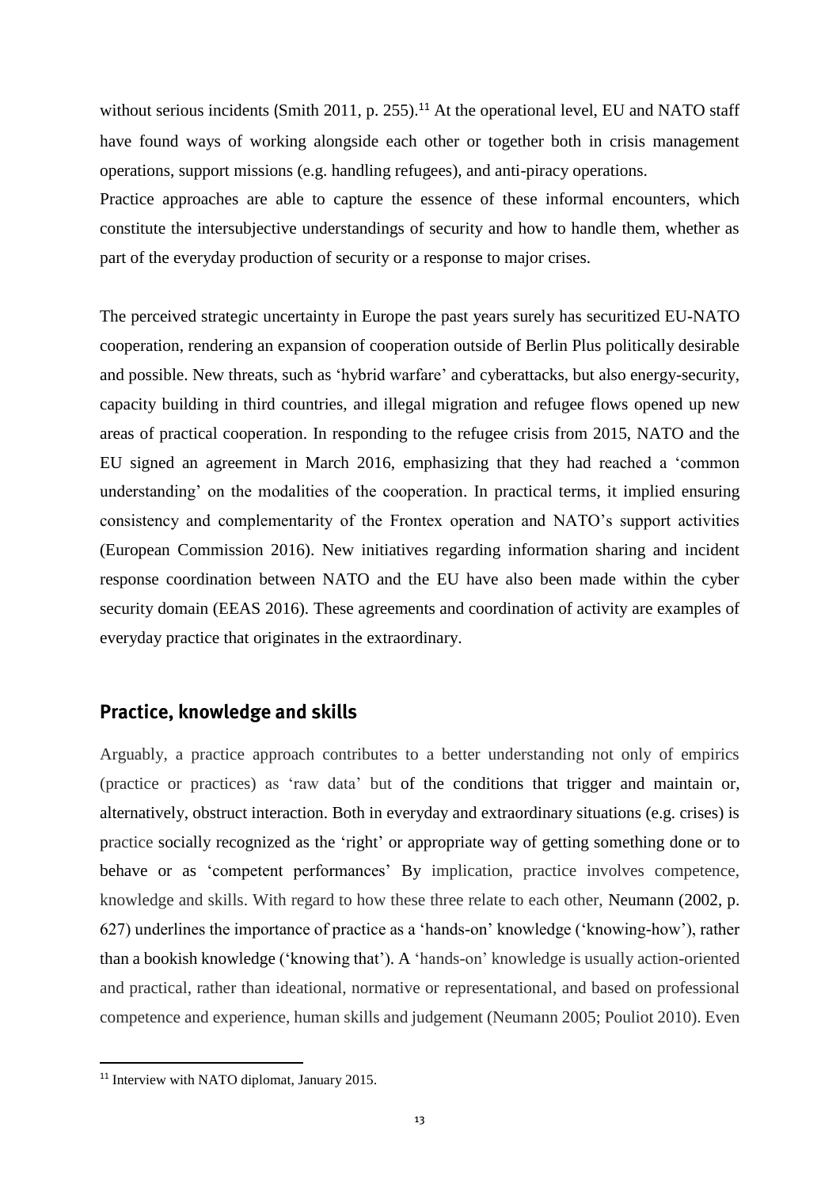without serious incidents (Smith 2011, p. 255).[11] At the operational level, EU and NATO staff have found ways of working alongside each other or together both in crisis management operations, support missions (e.g. handling refugees), and anti-piracy operations.

Practice approaches are able to capture the essence of these informal encounters, which constitute the intersubjective understandings of security and how to handle them, whether as part of the everyday production of security or a response to major crises.

The perceived strategic uncertainty in Europe the past years surely has securitized EU-NATO cooperation, rendering an expansion of cooperation outside of Berlin Plus politically desirable and possible. New threats, such as 'hybrid warfare' and cyberattacks, but also energy-security, capacity building in third countries, and illegal migration and refugee flows opened up new areas of practical cooperation. In responding to the refugee crisis from 2015, NATO and the EU signed an agreement in March 2016, emphasizing that they had reached a 'common understanding' on the modalities of the cooperation. In practical terms, it implied ensuring consistency and complementarity of the Frontex operation and NATO's support activities (European Commission 2016). New initiatives regarding information sharing and incident response coordination between NATO and the EU have also been made within the cyber security domain (EEAS 2016). These agreements and coordination of activity are examples of everyday practice that originates in the extraordinary.

## Practice, knowledge and skills

Arguably, a practice approach contributes to a better understanding not only of empirics (practice or practices) as 'raw data' but of the conditions that trigger and maintain or, alternatively, obstruct interaction. Both in everyday and extraordinary situations (e.g. crises) is practice socially recognized as the 'right' or appropriate way of getting something done or to behave or as 'competent performances' By implication, practice involves competence, knowledge and skills. With regard to how these three relate to each other, Neumann (2002, p. 627) underlines the importance of practice as a 'hands-on' knowledge ('knowing-how'), rather than a bookish knowledge ('knowing that'). A 'hands-on' knowledge is usually action-oriented and practical, rather than ideational, normative or representational, and based on professional competence and experience, human skills and judgement (Neumann 2005; Pouliot 2010). Even

[11] Interview with NATO diplomat, January 2015.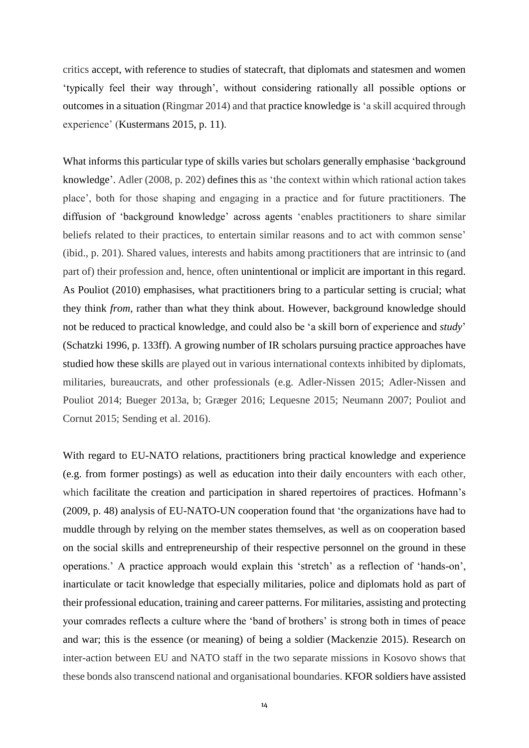critics accept, with reference to studies of statecraft, that diplomats and statesmen and women 'typically feel their way through', without considering rationally all possible options or outcomes in a situation (Ringmar 2014) and that practice knowledge is 'a skill acquired through experience' (Kustermans 2015, p. 11).

What informs this particular type of skills varies but scholars generally emphasise 'background knowledge'. Adler (2008, p. 202) defines this as 'the context within which rational action takes place', both for those shaping and engaging in a practice and for future practitioners. The diffusion of 'background knowledge' across agents 'enables practitioners to share similar beliefs related to their practices, to entertain similar reasons and to act with common sense' (ibid., p. 201). Shared values, interests and habits among practitioners that are intrinsic to (and part of) their profession and, hence, often unintentional or implicit are important in this regard. As Pouliot (2010) emphasises, what practitioners bring to a particular setting is crucial; what they think *from,* rather than what they think about. However, background knowledge should not be reduced to practical knowledge, and could also be 'a skill born of experience and *study*' (Schatzki 1996, p. 133ff). A growing number of IR scholars pursuing practice approaches have studied how these skills are played out in various international contexts inhibited by diplomats, militaries, bureaucrats, and other professionals (e.g. Adler-Nissen 2015; Adler-Nissen and Pouliot 2014; Bueger 2013a, b; Græger 2016; Lequesne 2015; Neumann 2007; Pouliot and Cornut 2015; Sending et al. 2016).

With regard to EU-NATO relations, practitioners bring practical knowledge and experience (e.g. from former postings) as well as education into their daily encounters with each other, which facilitate the creation and participation in shared repertoires of practices. Hofmann's (2009, p. 48) analysis of EU-NATO-UN cooperation found that 'the organizations have had to muddle through by relying on the member states themselves, as well as on cooperation based on the social skills and entrepreneurship of their respective personnel on the ground in these operations.' A practice approach would explain this 'stretch' as a reflection of 'hands-on', inarticulate or tacit knowledge that especially militaries, police and diplomats hold as part of their professional education, training and career patterns. For militaries, assisting and protecting your comrades reflects a culture where the 'band of brothers' is strong both in times of peace and war; this is the essence (or meaning) of being a soldier (Mackenzie 2015). Research on inter-action between EU and NATO staff in the two separate missions in Kosovo shows that these bonds also transcend national and organisational boundaries. KFOR soldiers have assisted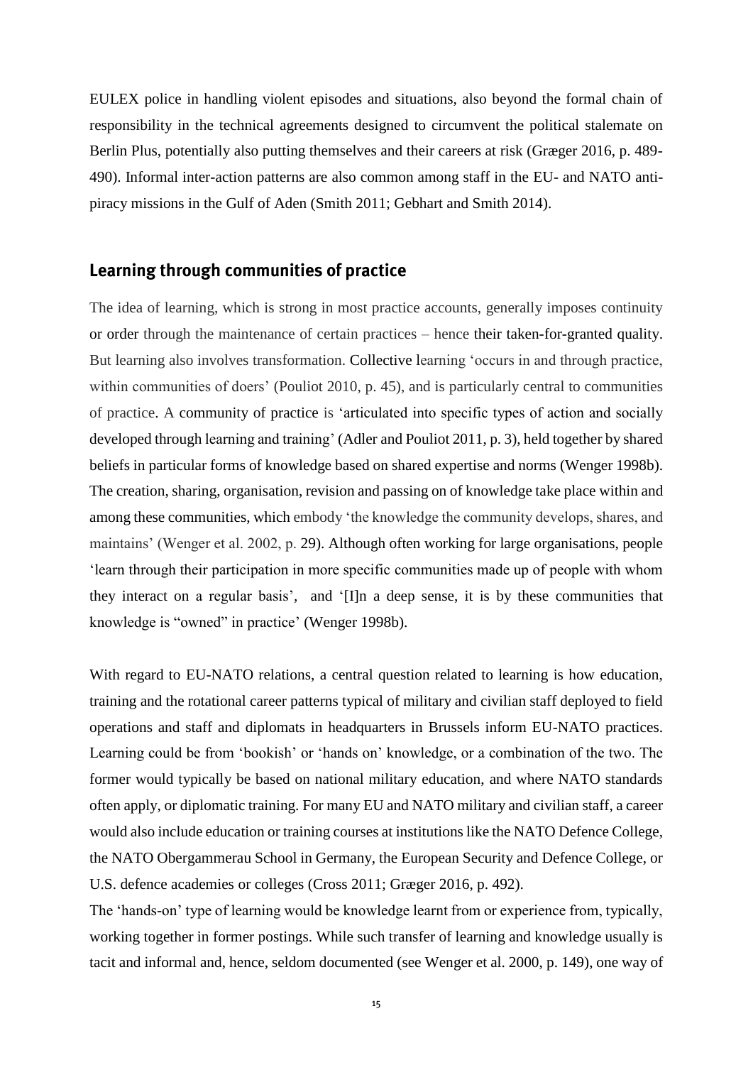EULEX police in handling violent episodes and situations, also beyond the formal chain of responsibility in the technical agreements designed to circumvent the political stalemate on Berlin Plus, potentially also putting themselves and their careers at risk (Græger 2016, p. 489-490). Informal inter-action patterns are also common among staff in the EU- and NATO anti-piracy missions in the Gulf of Aden (Smith 2011; Gebhart and Smith 2014).

## Learning through communities of practice

The idea of learning, which is strong in most practice accounts, generally imposes continuity or order through the maintenance of certain practices – hence their taken-for-granted quality. But learning also involves transformation. Collective learning 'occurs in and through practice, within communities of doers' (Pouliot 2010, p. 45), and is particularly central to communities of practice. A community of practice is 'articulated into specific types of action and socially developed through learning and training' (Adler and Pouliot 2011, p. 3), held together by shared beliefs in particular forms of knowledge based on shared expertise and norms (Wenger 1998b). The creation, sharing, organisation, revision and passing on of knowledge take place within and among these communities, which embody 'the knowledge the community develops, shares, and maintains' (Wenger et al. 2002, p. 29). Although often working for large organisations, people 'learn through their participation in more specific communities made up of people with whom they interact on a regular basis', and '[I]n a deep sense, it is by these communities that knowledge is "owned" in practice' (Wenger 1998b).

With regard to EU-NATO relations, a central question related to learning is how education, training and the rotational career patterns typical of military and civilian staff deployed to field operations and staff and diplomats in headquarters in Brussels inform EU-NATO practices. Learning could be from 'bookish' or 'hands on' knowledge, or a combination of the two. The former would typically be based on national military education, and where NATO standards often apply, or diplomatic training. For many EU and NATO military and civilian staff, a career would also include education or training courses at institutions like the NATO Defence College, the NATO Obergammerau School in Germany, the European Security and Defence College, or U.S. defence academies or colleges (Cross 2011; Græger 2016, p. 492).

The 'hands-on' type of learning would be knowledge learnt from or experience from, typically, working together in former postings. While such transfer of learning and knowledge usually is tacit and informal and, hence, seldom documented (see Wenger et al. 2000, p. 149), one way of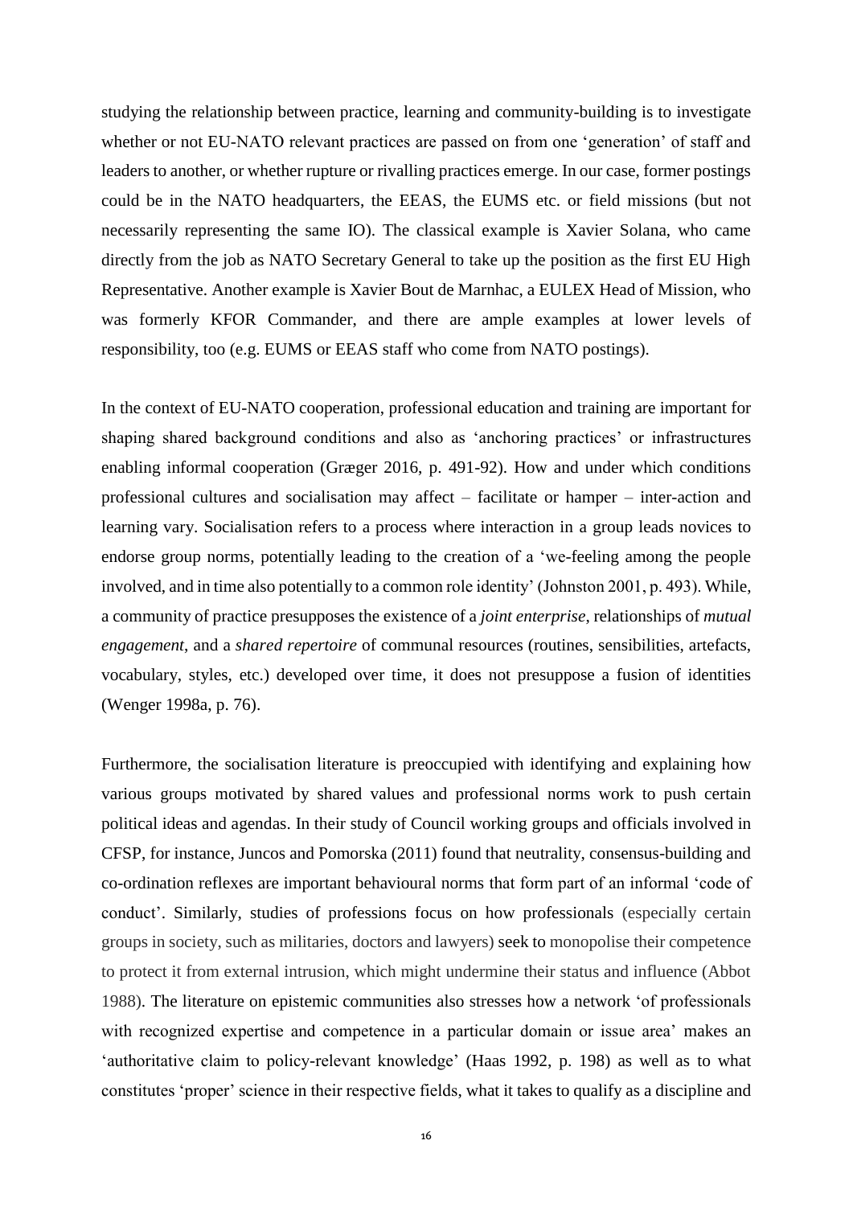studying the relationship between practice, learning and community-building is to investigate whether or not EU-NATO relevant practices are passed on from one 'generation' of staff and leaders to another, or whether rupture or rivalling practices emerge. In our case, former postings could be in the NATO headquarters, the EEAS, the EUMS etc. or field missions (but not necessarily representing the same IO). The classical example is Xavier Solana, who came directly from the job as NATO Secretary General to take up the position as the first EU High Representative. Another example is Xavier Bout de Marnhac, a EULEX Head of Mission, who was formerly KFOR Commander, and there are ample examples at lower levels of responsibility, too (e.g. EUMS or EEAS staff who come from NATO postings).

In the context of EU-NATO cooperation, professional education and training are important for shaping shared background conditions and also as 'anchoring practices' or infrastructures enabling informal cooperation (Græger 2016, p. 491-92). How and under which conditions professional cultures and socialisation may affect – facilitate or hamper – inter-action and learning vary. Socialisation refers to a process where interaction in a group leads novices to endorse group norms, potentially leading to the creation of a 'we-feeling among the people involved, and in time also potentially to a common role identity' (Johnston 2001, p. 493). While, a community of practice presupposes the existence of a *joint enterprise*, relationships of *mutual engagement*, and a *shared repertoire* of communal resources (routines, sensibilities, artefacts, vocabulary, styles, etc.) developed over time, it does not presuppose a fusion of identities (Wenger 1998a, p. 76).

Furthermore, the socialisation literature is preoccupied with identifying and explaining how various groups motivated by shared values and professional norms work to push certain political ideas and agendas. In their study of Council working groups and officials involved in CFSP, for instance, Juncos and Pomorska (2011) found that neutrality, consensus-building and co-ordination reflexes are important behavioural norms that form part of an informal 'code of conduct'. Similarly, studies of professions focus on how professionals (especially certain groups in society, such as militaries, doctors and lawyers) seek to monopolise their competence to protect it from external intrusion, which might undermine their status and influence (Abbot 1988). The literature on epistemic communities also stresses how a network 'of professionals with recognized expertise and competence in a particular domain or issue area' makes an 'authoritative claim to policy-relevant knowledge' (Haas 1992, p. 198) as well as to what constitutes 'proper' science in their respective fields, what it takes to qualify as a discipline and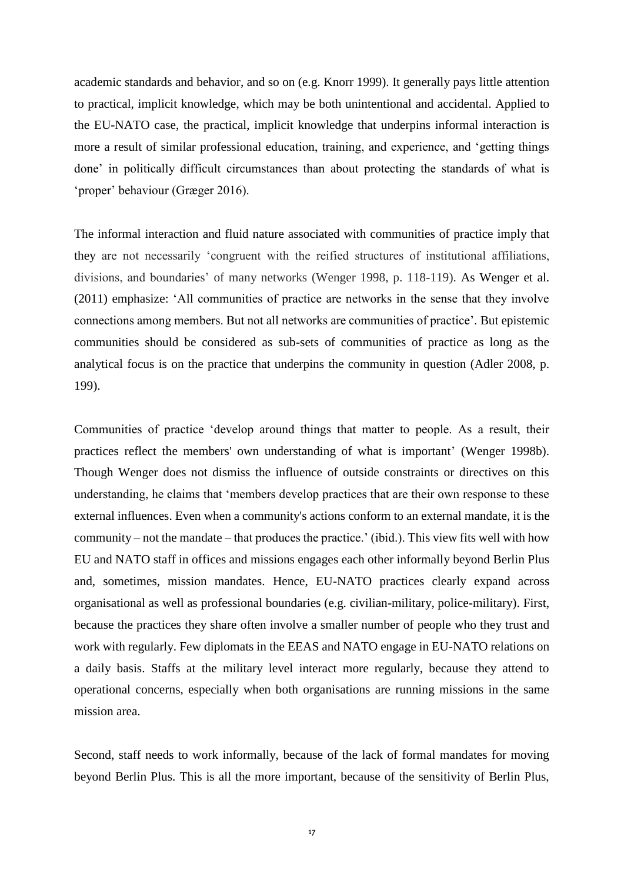academic standards and behavior, and so on (e.g. Knorr 1999). It generally pays little attention to practical, implicit knowledge, which may be both unintentional and accidental. Applied to the EU-NATO case, the practical, implicit knowledge that underpins informal interaction is more a result of similar professional education, training, and experience, and 'getting things done' in politically difficult circumstances than about protecting the standards of what is 'proper' behaviour (Græger 2016).

The informal interaction and fluid nature associated with communities of practice imply that they are not necessarily 'congruent with the reified structures of institutional affiliations, divisions, and boundaries' of many networks (Wenger 1998, p. 118-119). As Wenger et al. (2011) emphasize: 'All communities of practice are networks in the sense that they involve connections among members. But not all networks are communities of practice'. But epistemic communities should be considered as sub-sets of communities of practice as long as the analytical focus is on the practice that underpins the community in question (Adler 2008, p. 199).

Communities of practice 'develop around things that matter to people. As a result, their practices reflect the members' own understanding of what is important' (Wenger 1998b). Though Wenger does not dismiss the influence of outside constraints or directives on this understanding, he claims that 'members develop practices that are their own response to these external influences. Even when a community's actions conform to an external mandate, it is the community – not the mandate – that produces the practice.' (ibid.). This view fits well with how EU and NATO staff in offices and missions engages each other informally beyond Berlin Plus and, sometimes, mission mandates. Hence, EU-NATO practices clearly expand across organisational as well as professional boundaries (e.g. civilian-military, police-military). First, because the practices they share often involve a smaller number of people who they trust and work with regularly. Few diplomats in the EEAS and NATO engage in EU-NATO relations on a daily basis. Staffs at the military level interact more regularly, because they attend to operational concerns, especially when both organisations are running missions in the same mission area.

Second, staff needs to work informally, because of the lack of formal mandates for moving beyond Berlin Plus. This is all the more important, because of the sensitivity of Berlin Plus,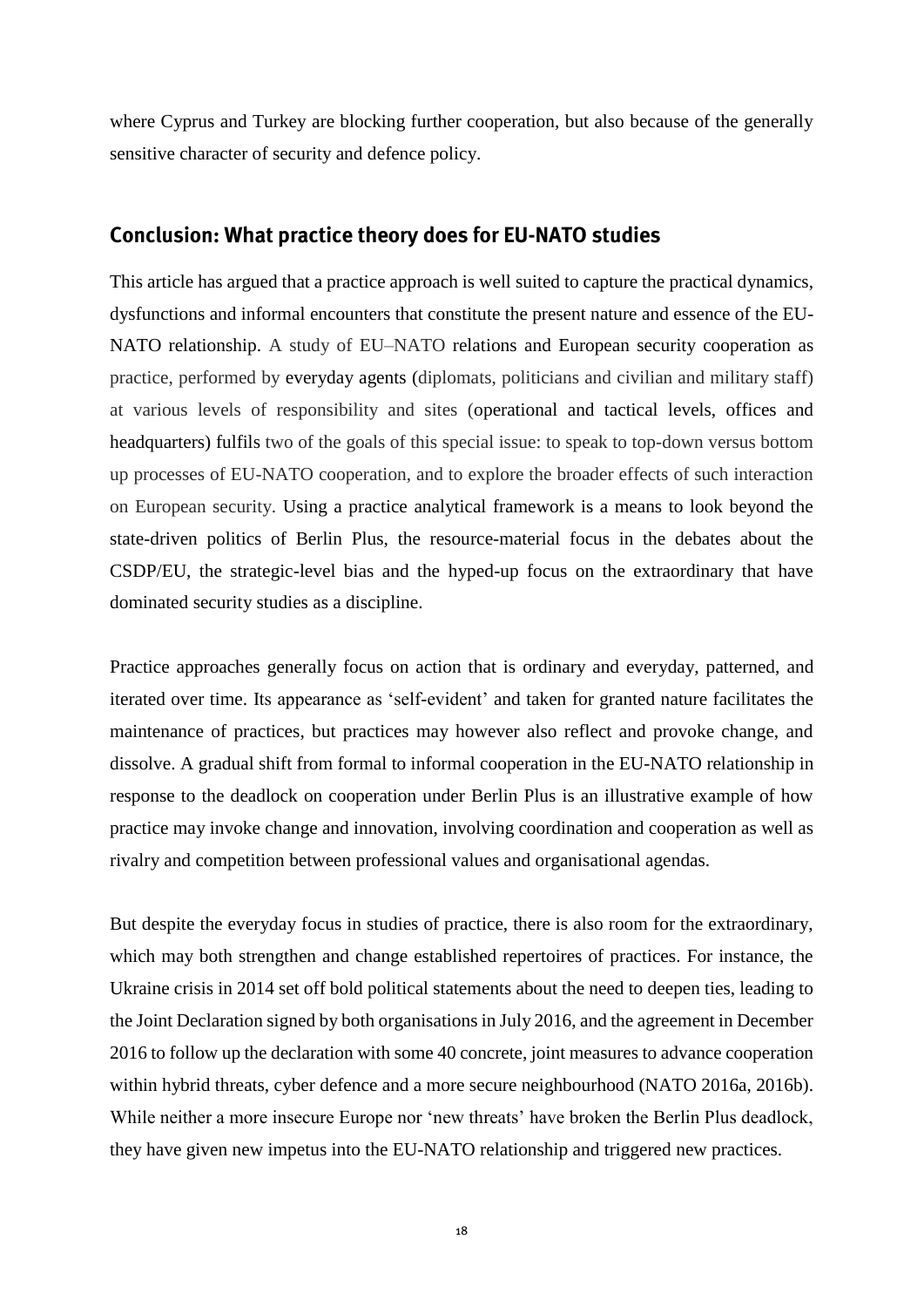where Cyprus and Turkey are blocking further cooperation, but also because of the generally sensitive character of security and defence policy.

## Conclusion: What practice theory does for EU-NATO studies

This article has argued that a practice approach is well suited to capture the practical dynamics, dysfunctions and informal encounters that constitute the present nature and essence of the EU-NATO relationship. A study of EU–NATO relations and European security cooperation as practice, performed by everyday agents (diplomats, politicians and civilian and military staff) at various levels of responsibility and sites (operational and tactical levels, offices and headquarters) fulfils two of the goals of this special issue: to speak to top-down versus bottom up processes of EU-NATO cooperation, and to explore the broader effects of such interaction on European security. Using a practice analytical framework is a means to look beyond the state-driven politics of Berlin Plus, the resource-material focus in the debates about the CSDP/EU, the strategic-level bias and the hyped-up focus on the extraordinary that have dominated security studies as a discipline.

Practice approaches generally focus on action that is ordinary and everyday, patterned, and iterated over time. Its appearance as 'self-evident' and taken for granted nature facilitates the maintenance of practices, but practices may however also reflect and provoke change, and dissolve. A gradual shift from formal to informal cooperation in the EU-NATO relationship in response to the deadlock on cooperation under Berlin Plus is an illustrative example of how practice may invoke change and innovation, involving coordination and cooperation as well as rivalry and competition between professional values and organisational agendas.

But despite the everyday focus in studies of practice, there is also room for the extraordinary, which may both strengthen and change established repertoires of practices. For instance, the Ukraine crisis in 2014 set off bold political statements about the need to deepen ties, leading to the Joint Declaration signed by both organisations in July 2016, and the agreement in December 2016 to follow up the declaration with some 40 concrete, joint measures to advance cooperation within hybrid threats, cyber defence and a more secure neighbourhood (NATO 2016a, 2016b). While neither a more insecure Europe nor 'new threats' have broken the Berlin Plus deadlock, they have given new impetus into the EU-NATO relationship and triggered new practices.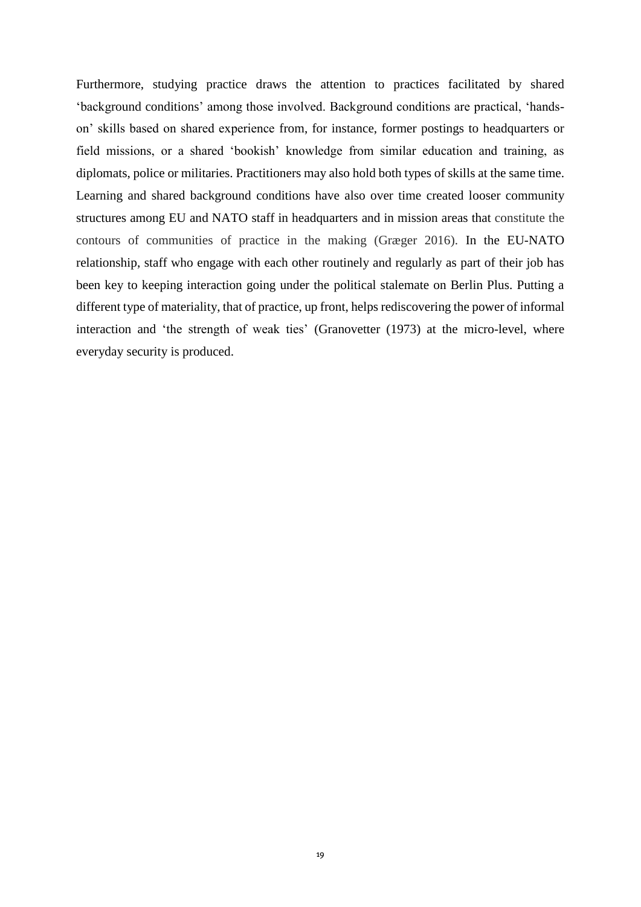Furthermore, studying practice draws the attention to practices facilitated by shared 'background conditions' among those involved. Background conditions are practical, 'hands-on' skills based on shared experience from, for instance, former postings to headquarters or field missions, or a shared 'bookish' knowledge from similar education and training, as diplomats, police or militaries. Practitioners may also hold both types of skills at the same time. Learning and shared background conditions have also over time created looser community structures among EU and NATO staff in headquarters and in mission areas that constitute the contours of communities of practice in the making (Græger 2016). In the EU-NATO relationship, staff who engage with each other routinely and regularly as part of their job has been key to keeping interaction going under the political stalemate on Berlin Plus. Putting a different type of materiality, that of practice, up front, helps rediscovering the power of informal interaction and 'the strength of weak ties' (Granovetter (1973) at the micro-level, where everyday security is produced.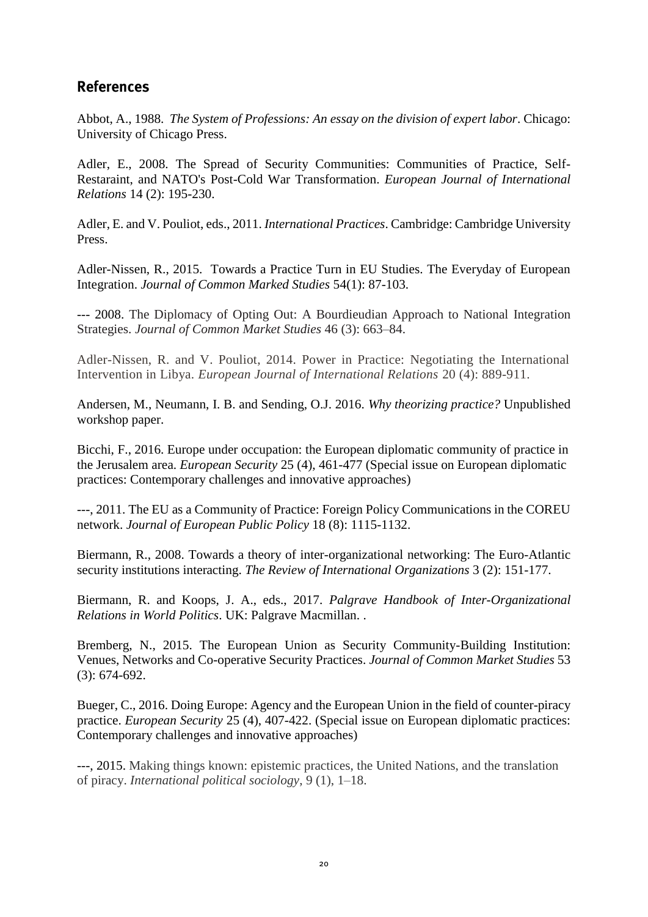## References

Abbot, A., 1988. *The System of Professions: An essay on the division of expert labor*. Chicago: University of Chicago Press.

Adler, E., 2008. The Spread of Security Communities: Communities of Practice, Self-Restaraint, and NATO's Post-Cold War Transformation. *European Journal of International Relations* 14 (2): 195-230.

Adler, E. and V. Pouliot, eds., 2011. *International Practices*. Cambridge: Cambridge University Press.

Adler-Nissen, R., 2015. Towards a Practice Turn in EU Studies. The Everyday of European Integration. *Journal of Common Marked Studies* 54(1): 87-103.

--- 2008. The Diplomacy of Opting Out: A Bourdieudian Approach to National Integration Strategies. *Journal of Common Market Studies* 46 (3): 663–84.

Adler-Nissen, R. and V. Pouliot, 2014. Power in Practice: Negotiating the International Intervention in Libya. *European Journal of International Relations* 20 (4): 889-911.

Andersen, M., Neumann, I. B. and Sending, O.J. 2016. *Why theorizing practice?* Unpublished workshop paper.

Bicchi, F., 2016. Europe under occupation: the European diplomatic community of practice in the Jerusalem area. *European Security* 25 (4), 461-477 (Special issue on European diplomatic practices: Contemporary challenges and innovative approaches)

---, 2011. The EU as a Community of Practice: Foreign Policy Communications in the COREU network. *Journal of European Public Policy* 18 (8): 1115-1132.

Biermann, R., 2008. Towards a theory of inter-organizational networking: The Euro-Atlantic security institutions interacting. *The Review of International Organizations* 3 (2): 151-177.

Biermann, R. and Koops, J. A., eds., 2017. *Palgrave Handbook of Inter-Organizational Relations in World Politics*. UK: Palgrave Macmillan. .

Bremberg, N., 2015. The European Union as Security Community-Building Institution: Venues, Networks and Co-operative Security Practices. *Journal of Common Market Studies* 53 (3): 674-692.

Bueger, C., 2016. Doing Europe: Agency and the European Union in the field of counter-piracy practice. *European Security* 25 (4), 407-422. (Special issue on European diplomatic practices: Contemporary challenges and innovative approaches)

---, 2015. Making things known: epistemic practices, the United Nations, and the translation of piracy. *International political sociology*, 9 (1), 1–18.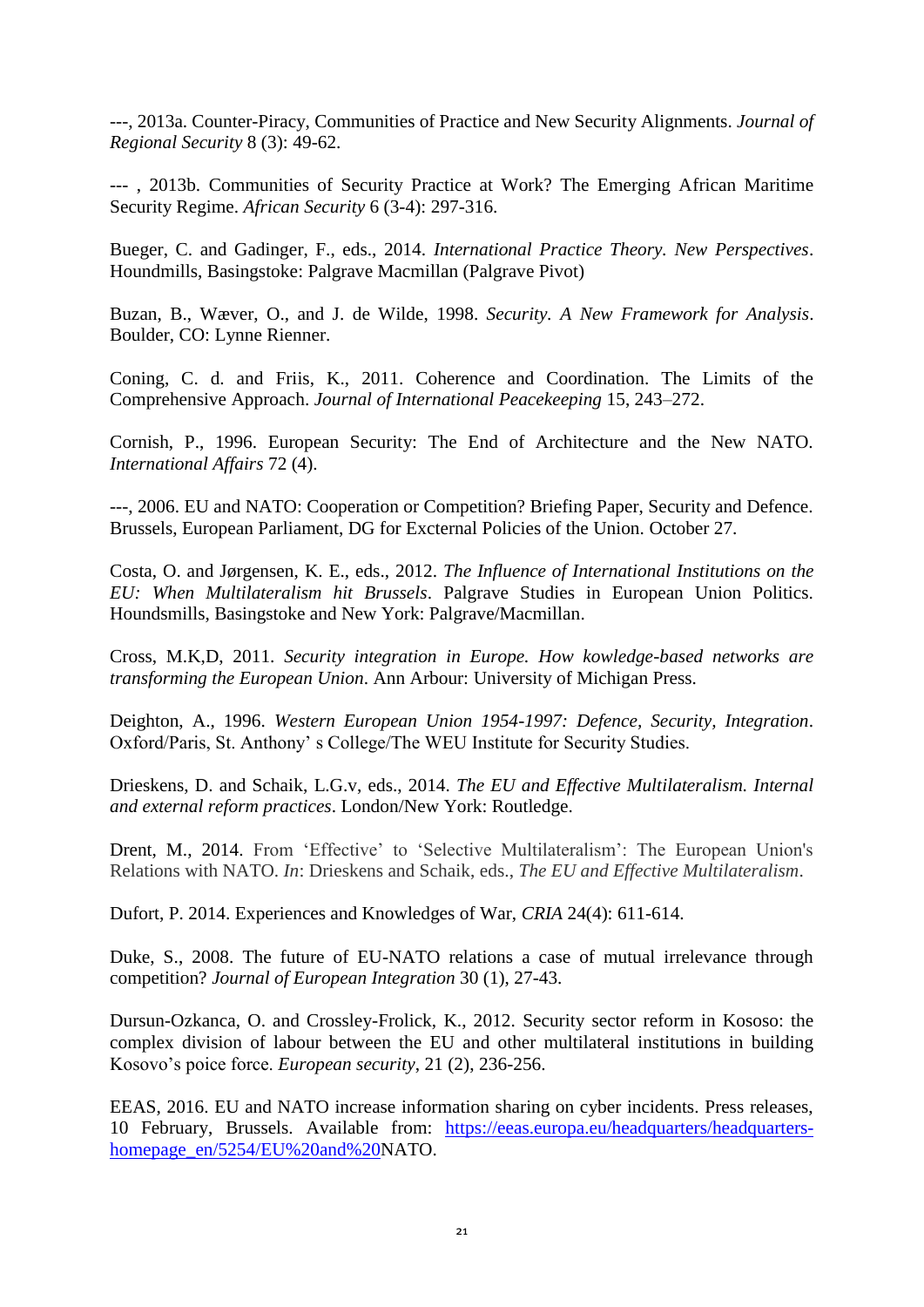---, 2013a. Counter-Piracy, Communities of Practice and New Security Alignments. *Journal of Regional Security* 8 (3): 49-62.

--- , 2013b. Communities of Security Practice at Work? The Emerging African Maritime Security Regime. *African Security* 6 (3-4): 297-316.

Bueger, C. and Gadinger, F., eds., 2014. *International Practice Theory. New Perspectives*. Houndmills, Basingstoke: Palgrave Macmillan (Palgrave Pivot)

Buzan, B., Wæver, O., and J. de Wilde, 1998. *Security. A New Framework for Analysis*. Boulder, CO: Lynne Rienner.

Coning, C. d. and Friis, K., 2011. Coherence and Coordination. The Limits of the Comprehensive Approach. *Journal of International Peacekeeping* 15, 243–272.

Cornish, P., 1996. European Security: The End of Architecture and the New NATO. *International Affairs* 72 (4).

---, 2006. EU and NATO: Cooperation or Competition? Briefing Paper, Security and Defence. Brussels, European Parliament, DG for Exctern​al Policies of the Union. October 27.

Costa, O. and Jørgensen, K. E., eds., 2012. *The Influence of International Institutions on the EU: When Multilateralism hit Brussels*. Palgrave Studies in European Union Politics. Houndsmills, Basingstoke and New York: Palgrave/Macmillan.

Cross, M.K,D, 2011. *Security integration in Europe. How kowledge-based networks are transforming the European Union*. Ann Arbour: University of Michigan Press.

Deighton, A., 1996. *Western European Union 1954-1997: Defence, Security, Integration*. Oxford/Paris, St. Anthony' s College/The WEU Institute for Security Studies.

Drieskens, D. and Schaik, L.G.v, eds., 2014. *The EU and Effective Multilateralism. Internal and external reform practices*. London/New York: Routledge.

Drent, M., 2014. From 'Effective' to 'Selective Multilateralism': The European Union's Relations with NATO. *In*: Drieskens and Schaik, eds., *The EU and Effective Multilateralism*.

Dufort, P. 2014. Experiences and Knowledges of War, *CRIA* 24(4): 611-614.

Duke, S., 2008. The future of EU-NATO relations a case of mutual irrelevance through competition? *Journal of European Integration* 30 (1), 27-43.

Dursun-Ozkanca, O. and Crossley-Frolick, K., 2012. Security sector reform in Kososo: the complex division of labour between the EU and other multilateral institutions in building Kosovo's poice force. *European security*, 21 (2), 236-256.

EEAS, 2016. EU and NATO increase information sharing on cyber incidents. Press releases, 10 February, Brussels. Available from: https://eeas.europa.eu/headquarters/headquarters-homepage_en/5254/EU%20and%20NATO.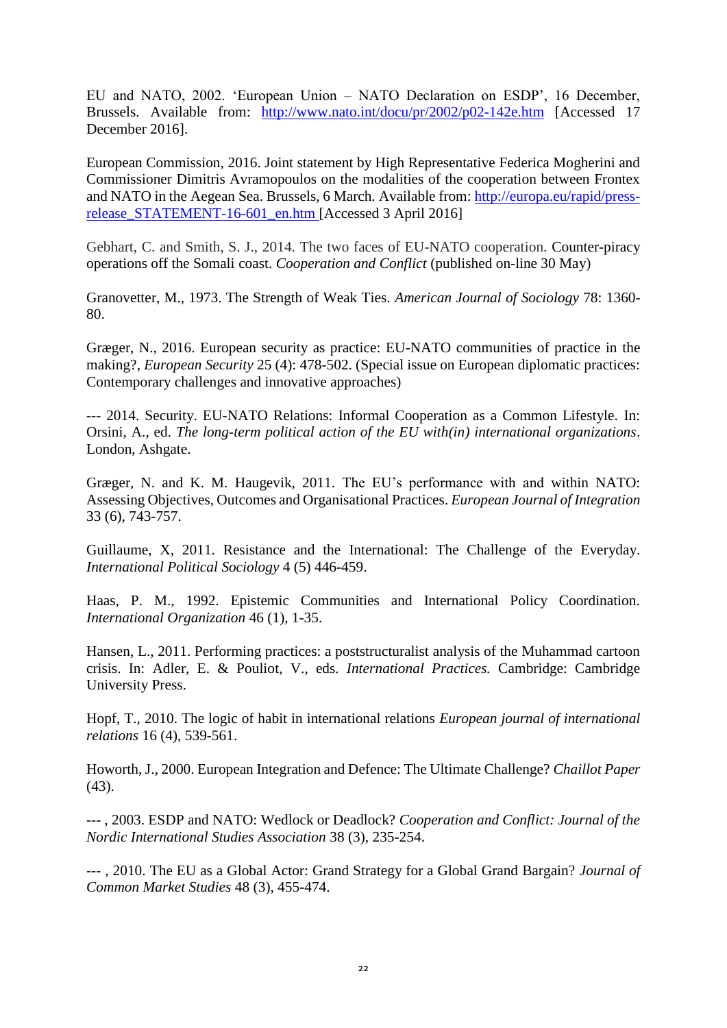EU and NATO, 2002. 'European Union – NATO Declaration on ESDP', 16 December, Brussels. Available from: http://www.nato.int/docu/pr/2002/p02-142e.htm [Accessed 17 December 2016].

European Commission, 2016. Joint statement by High Representative Federica Mogherini and Commissioner Dimitris Avramopoulos on the modalities of the cooperation between Frontex and NATO in the Aegean Sea. Brussels, 6 March. Available from: http://europa.eu/rapid/press-release_STATEMENT-16-601_en.htm [Accessed 3 April 2016]

Gebhart, C. and Smith, S. J., 2014. The two faces of EU-NATO cooperation. Counter-piracy operations off the Somali coast. *Cooperation and Conflict* (published on-line 30 May)

Granovetter, M., 1973. The Strength of Weak Ties. *American Journal of Sociology* 78: 1360-80.

Græger, N., 2016. European security as practice: EU-NATO communities of practice in the making?, *European Security* 25 (4): 478-502. (Special issue on European diplomatic practices: Contemporary challenges and innovative approaches)

--- 2014. Security. EU-NATO Relations: Informal Cooperation as a Common Lifestyle. In: Orsini, A., ed. *The long-term political action of the EU with(in) international organizations*. London, Ashgate.

Græger, N. and K. M. Haugevik, 2011. The EU's performance with and within NATO: Assessing Objectives, Outcomes and Organisational Practices. *European Journal of Integration* 33 (6), 743-757.

Guillaume, X, 2011. Resistance and the International: The Challenge of the Everyday. *International Political Sociology* 4 (5) 446-459.

Haas, P. M., 1992. Epistemic Communities and International Policy Coordination. *International Organization* 46 (1), 1-35.

Hansen, L., 2011. Performing practices: a poststructuralist analysis of the Muhammad cartoon crisis. In: Adler, E. & Pouliot, V., eds. *International Practices.* Cambridge: Cambridge University Press.

Hopf, T., 2010. The logic of habit in international relations *European journal of international relations* 16 (4), 539-561.

Howorth, J., 2000. European Integration and Defence: The Ultimate Challenge? *Chaillot Paper* (43).

--- , 2003. ESDP and NATO: Wedlock or Deadlock? *Cooperation and Conflict: Journal of the Nordic International Studies Association* 38 (3), 235-254.

--- , 2010. The EU as a Global Actor: Grand Strategy for a Global Grand Bargain? *Journal of Common Market Studies* 48 (3), 455-474.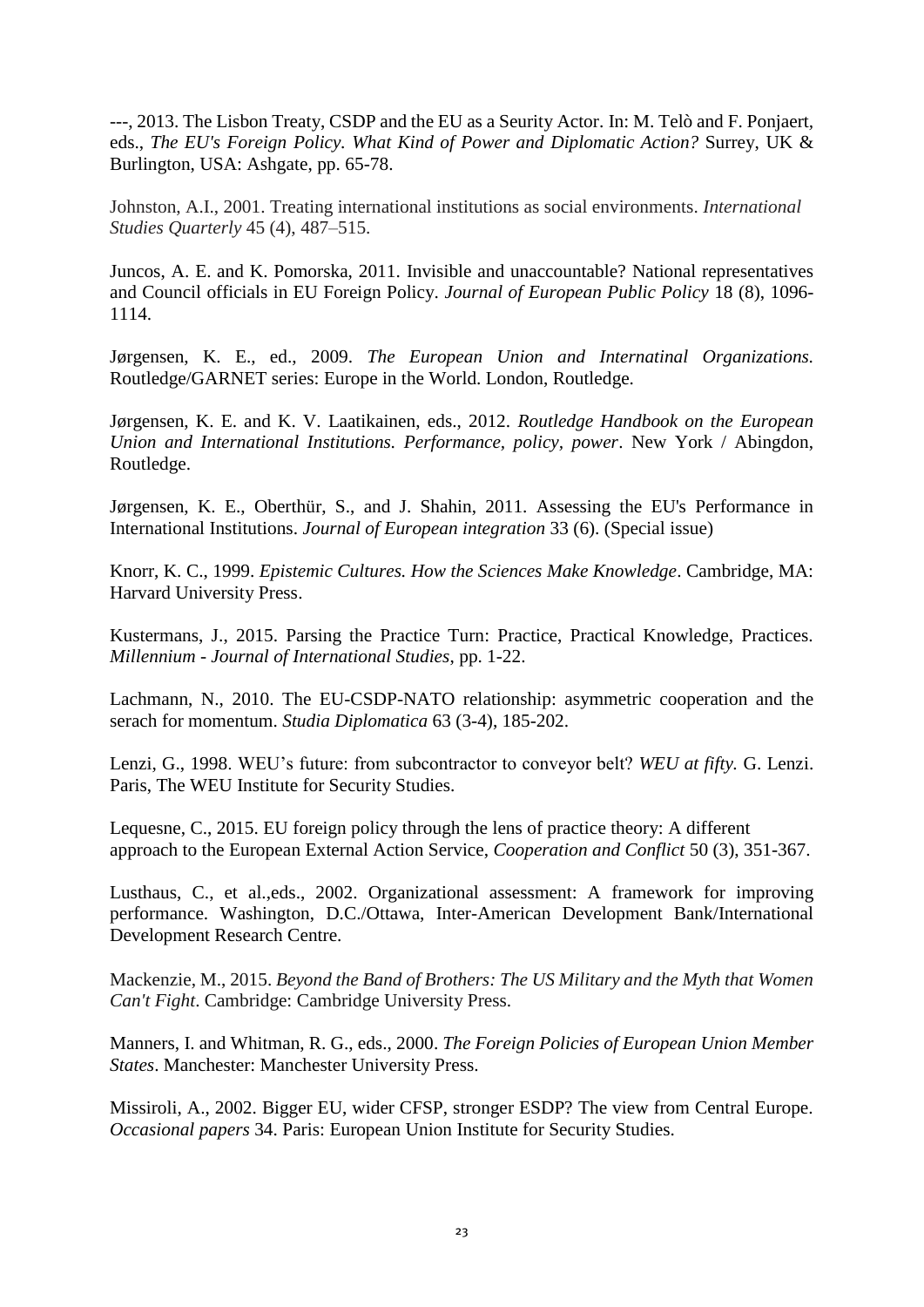---, 2013. The Lisbon Treaty, CSDP and the EU as a Seurity Actor. In: M. Telò and F. Ponjaert, eds., *The EU's Foreign Policy. What Kind of Power and Diplomatic Action?* Surrey, UK & Burlington, USA: Ashgate, pp. 65-78.

Johnston, A.I., 2001. Treating international institutions as social environments. *International Studies Quarterly* 45 (4), 487–515.

Juncos, A. E. and K. Pomorska, 2011. Invisible and unaccountable? National representatives and Council officials in EU Foreign Policy. *Journal of European Public Policy* 18 (8), 1096-1114.

Jørgensen, K. E., ed., 2009. *The European Union and Internatinal Organizations.* Routledge/GARNET series: Europe in the World. London, Routledge.

Jørgensen, K. E. and K. V. Laatikainen, eds., 2012. *Routledge Handbook on the European Union and International Institutions. Performance, policy, power*. New York / Abingdon, Routledge.

Jørgensen, K. E., Oberthür, S., and J. Shahin, 2011. Assessing the EU's Performance in International Institutions. *Journal of European integration* 33 (6). (Special issue)

Knorr, K. C., 1999. *Epistemic Cultures. How the Sciences Make Knowledge*. Cambridge, MA: Harvard University Press.

Kustermans, J., 2015. Parsing the Practice Turn: Practice, Practical Knowledge, Practices. *Millennium - Journal of International Studies*, pp. 1-22.

Lachmann, N., 2010. The EU-CSDP-NATO relationship: asymmetric cooperation and the serach for momentum. *Studia Diplomatica* 63 (3-4), 185-202.

Lenzi, G., 1998. WEU's future: from subcontractor to conveyor belt? *WEU at fifty.* G. Lenzi. Paris, The WEU Institute for Security Studies.

Lequesne, C., 2015. EU foreign policy through the lens of practice theory: A different approach to the European External Action Service, *Cooperation and Conflict* 50 (3), 351-367.

Lusthaus, C., et al.,eds., 2002. Organizational assessment: A framework for improving performance. Washington, D.C./Ottawa, Inter-American Development Bank/International Development Research Centre.

Mackenzie, M., 2015. *Beyond the Band of Brothers: The US Military and the Myth that Women Can't Fight*. Cambridge: Cambridge University Press.

Manners, I. and Whitman, R. G., eds., 2000. *The Foreign Policies of European Union Member States*. Manchester: Manchester University Press.

Missiroli, A., 2002. Bigger EU, wider CFSP, stronger ESDP? The view from Central Europe. *Occasional papers* 34. Paris: European Union Institute for Security Studies.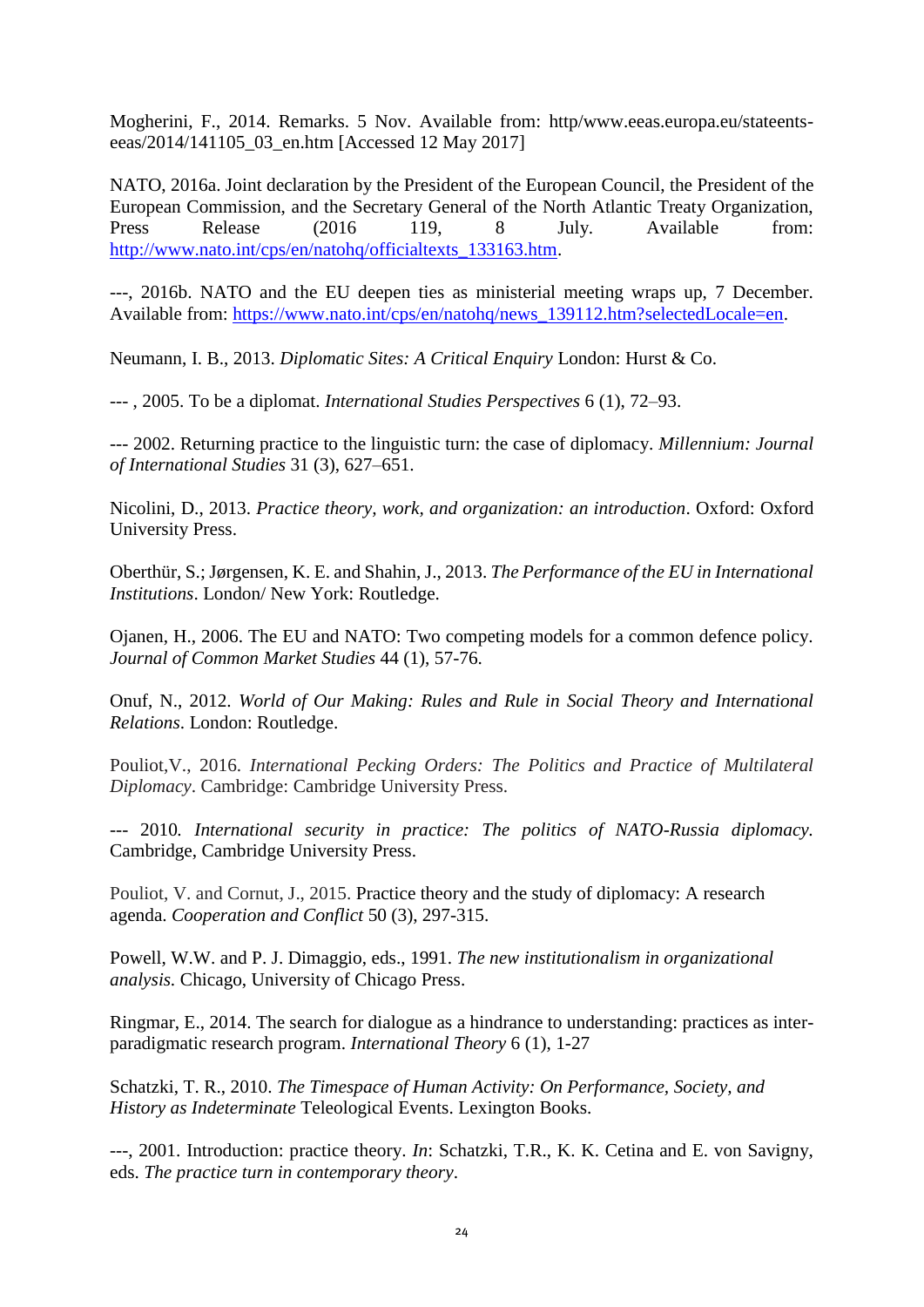Mogherini, F., 2014. Remarks. 5 Nov. Available from: http/www.eeas.europa.eu/stateents-eeas/2014/141105_03_en.htm [Accessed 12 May 2017]

NATO, 2016a. Joint declaration by the President of the European Council, the President of the European Commission, and the Secretary General of the North Atlantic Treaty Organization, Press Release (2016 119, 8 July. Available from: http://www.nato.int/cps/en/natohq/officialtexts_133163.htm.

---, 2016b. NATO and the EU deepen ties as ministerial meeting wraps up, 7 December. Available from: https://www.nato.int/cps/en/natohq/news_139112.htm?selectedLocale=en.

Neumann, I. B., 2013. *Diplomatic Sites: A Critical Enquiry* London: Hurst & Co.

--- , 2005. To be a diplomat. *International Studies Perspectives* 6 (1), 72–93.

--- 2002. Returning practice to the linguistic turn: the case of diplomacy. *Millennium: Journal of International Studies* 31 (3), 627–651.

Nicolini, D., 2013. *Practice theory, work, and organization: an introduction*. Oxford: Oxford University Press.

Oberthür, S.; Jørgensen, K. E. and Shahin, J., 2013. *The Performance of the EU in International Institutions*. London/ New York: Routledge.

Ojanen, H., 2006. The EU and NATO: Two competing models for a common defence policy. *Journal of Common Market Studies* 44 (1), 57-76.

Onuf, N., 2012. *World of Our Making: Rules and Rule in Social Theory and International Relations*. London: Routledge.

Pouliot,V., 2016. *International Pecking Orders: The Politics and Practice of Multilateral Diplomacy*. Cambridge: Cambridge University Press.

--- 2010. *International security in practice: The politics of NATO-Russia diplomacy*. Cambridge, Cambridge University Press.

Pouliot, V. and Cornut, J., 2015. Practice theory and the study of diplomacy: A research agenda. *Cooperation and Conflict* 50 (3), 297-315.

Powell, W.W. and P. J. Dimaggio, eds., 1991. *The new institutionalism in organizational analysis.* Chicago, University of Chicago Press.

Ringmar, E., 2014. The search for dialogue as a hindrance to understanding: practices as inter-paradigmatic research program. *International Theory* 6 (1), 1-27

Schatzki, T. R., 2010. *The Timespace of Human Activity: On Performance, Society, and History as Indeterminate* Teleological Events. Lexington Books.

---, 2001. Introduction: practice theory. *In*: Schatzki, T.R., K. K. Cetina and E. von Savigny, eds. *The practice turn in contemporary theory*.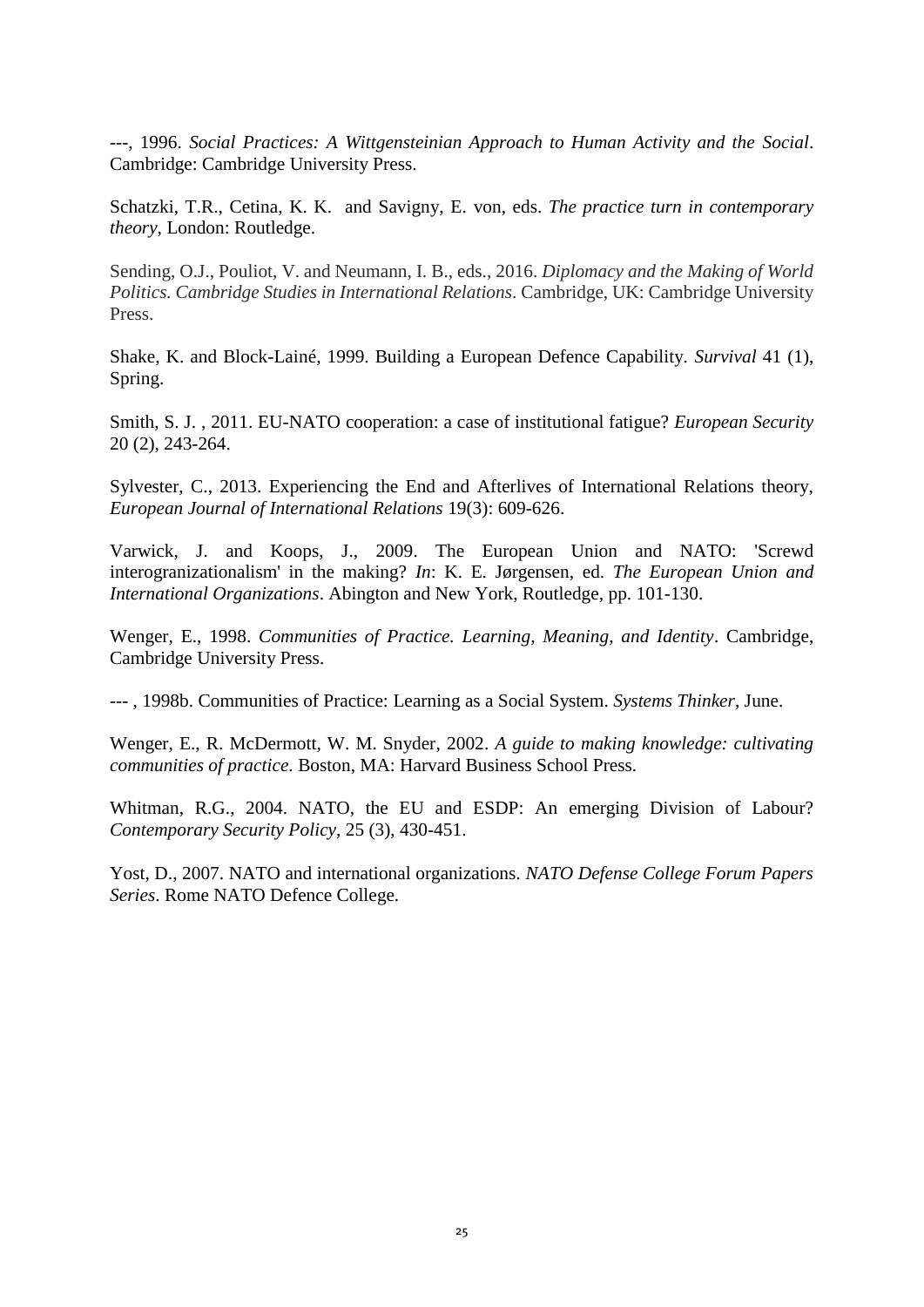---, 1996. *Social Practices: A Wittgensteinian Approach to Human Activity and the Social*. Cambridge: Cambridge University Press.

Schatzki, T.R., Cetina, K. K. and Savigny, E. von, eds. *The practice turn in contemporary theory*, London: Routledge.

Sending, O.J., Pouliot, V. and Neumann, I. B., eds., 2016. *Diplomacy and the Making of World Politics. Cambridge Studies in International Relations*. Cambridge, UK: Cambridge University Press.

Shake, K. and Block-Lainé, 1999. Building a European Defence Capability. *Survival* 41 (1), Spring.

Smith, S. J. , 2011. EU-NATO cooperation: a case of institutional fatigue? *European Security* 20 (2), 243-264.

Sylvester, C., 2013. Experiencing the End and Afterlives of International Relations theory, *European Journal of International Relations* 19(3): 609-626.

Varwick, J. and Koops, J., 2009. The European Union and NATO: 'Screwd interogranizationalism' in the making? *In*: K. E. Jørgensen, ed. *The European Union and International Organizations*. Abington and New York, Routledge, pp. 101-130.

Wenger, E., 1998. *Communities of Practice. Learning, Meaning, and Identity*. Cambridge, Cambridge University Press.

--- , 1998b. Communities of Practice: Learning as a Social System. *Systems Thinker*, June.

Wenger, E., R. McDermott, W. M. Snyder, 2002. *A guide to making knowledge: cultivating communities of practice*. Boston, MA: Harvard Business School Press.

Whitman, R.G., 2004. NATO, the EU and ESDP: An emerging Division of Labour? *Contemporary Security Policy*, 25 (3), 430-451.

Yost, D., 2007. NATO and international organizations. *NATO Defense College Forum Papers Series*. Rome NATO Defence College.